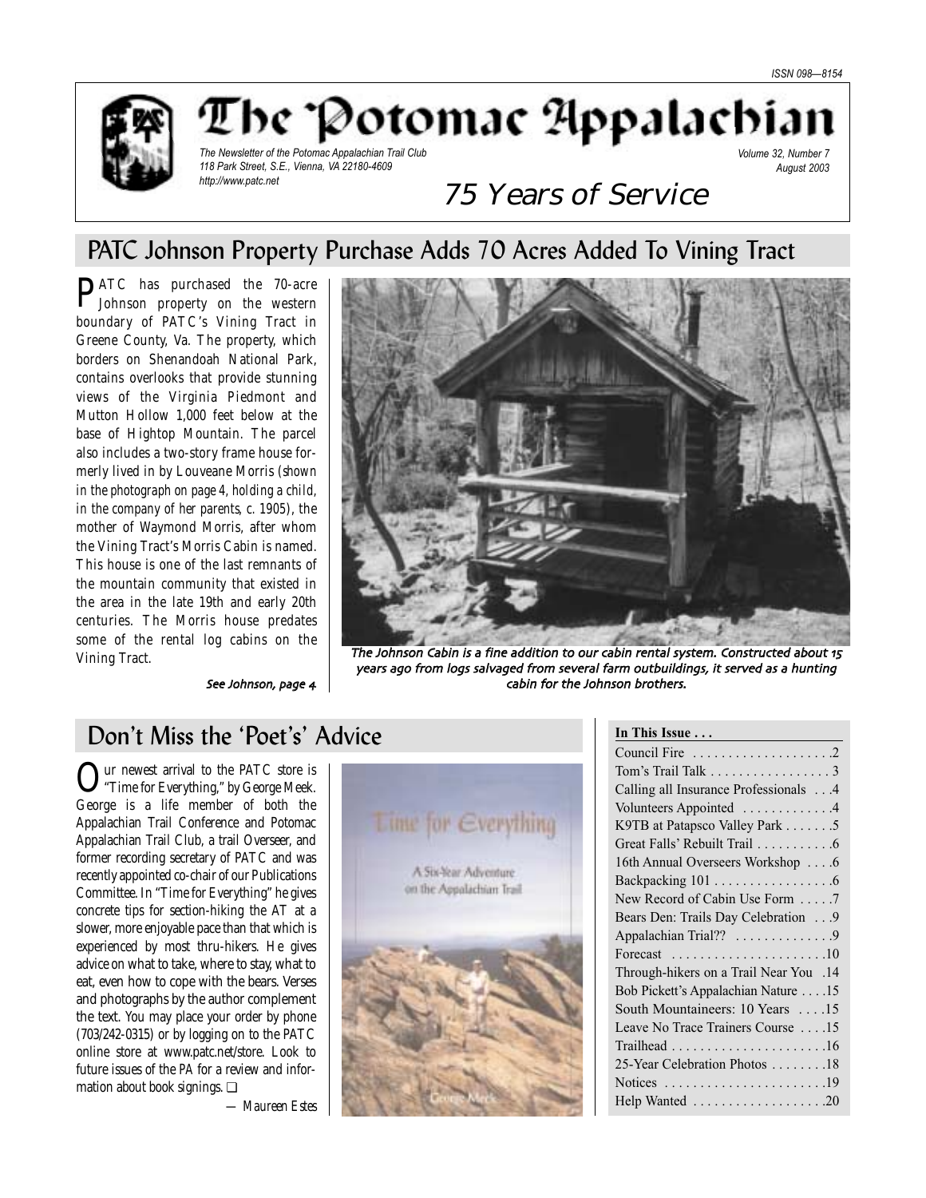ISSN 098—8154

# The Potomac Appalachian

*The Newsletter of the Potomac Appalachian Trail Club*
*118 Park Street, S.E., Vienna, VA 22180-4609*
*http://www.patc.net*

*Volume 32, Number 7*
*August 2003*

75 Years of Service

## PATC Johnson Property Purchase Adds 70 Acres Added To Vining Tract

PATC has purchased the 70-acre Johnson property on the western boundary of PATC's Vining Tract in Greene County, Va. The property, which borders on Shenandoah National Park, contains overlooks that provide stunning views of the Virginia Piedmont and Mutton Hollow 1,000 feet below at the base of Hightop Mountain. The parcel also includes a two-story frame house formerly lived in by Louveane Morris (*shown in the photograph on page 4, holding a child, in the company of her parents, c. 1905*), the mother of Waymond Morris, after whom the Vining Tract's Morris Cabin is named. This house is one of the last remnants of the mountain community that existed in the area in the late 19th and early 20th centuries. The Morris house predates some of the rental log cabins on the Vining Tract.

*See Johnson, page 4*

*The Johnson Cabin is a fine addition to our cabin rental system. Constructed about 15 years ago from logs salvaged from several farm outbuildings, it served as a hunting cabin for the Johnson brothers.*

## Don't Miss the 'Poet's' Advice

Our newest arrival to the PATC store is "Time for Everything," by George Meek. George is a life member of both the Appalachian Trail Conference and Potomac Appalachian Trail Club, a trail Overseer, and former recording secretary of PATC and was recently appointed co-chair of our Publications Committee. In "Time for Everything" he gives concrete tips for section-hiking the AT at a slower, more enjoyable pace than that which is experienced by most thru-hikers. He gives advice on what to take, where to stay, what to eat, even how to cope with the bears. Verses and photographs by the author complement the text. You may place your order by phone (703/242-0315) or by logging on to the PATC online store at www.patc.net/store. Look to future issues of the *PA* for a review and information about book signings. ❑

*— Maureen Estes*

**In This Issue . . .**

| | |
|---|---|
| Council Fire | 2 |
| Tom's Trail Talk | 3 |
| Calling all Insurance Professionals | 4 |
| Volunteers Appointed | 4 |
| K9TB at Patapsco Valley Park | 5 |
| Great Falls' Rebuilt Trail | 6 |
| 16th Annual Overseers Workshop | 6 |
| Backpacking 101 | 6 |
| New Record of Cabin Use Form | 7 |
| Bears Den: Trails Day Celebration | 9 |
| Appalachian Trial?? | 9 |
| Forecast | 10 |
| Through-hikers on a Trail Near You | 14 |
| Bob Pickett's Appalachian Nature | 15 |
| South Mountaineers: 10 Years | 15 |
| Leave No Trace Trainers Course | 15 |
| Trailhead | 16 |
| 25-Year Celebration Photos | 18 |
| Notices | 19 |
| Help Wanted | 20 |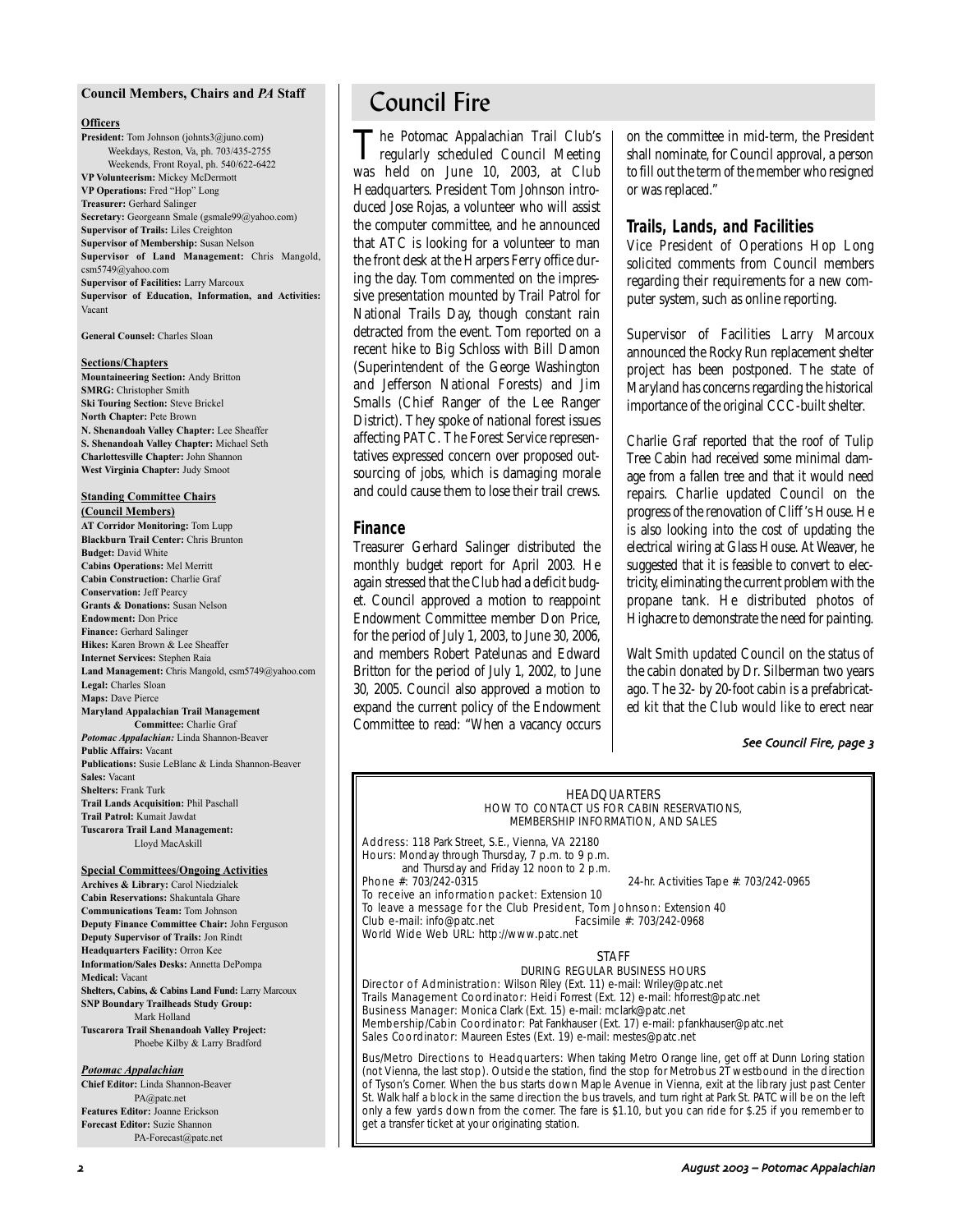## Council Members, Chairs and *PA* Staff

**Officers**

**President:** Tom Johnson (johnts3@juno.com)
Weekdays, Reston, Va, ph. 703/435-2755
Weekends, Front Royal, ph. 540/622-6422
**VP Volunteerism:** Mickey McDermott
**VP Operations:** Fred "Hop" Long
**Treasurer:** Gerhard Salinger
**Secretary:** Georgeann Smale (gsmale99@yahoo.com)
**Supervisor of Trails:** Liles Creighton
**Supervisor of Membership:** Susan Nelson
**Supervisor of Land Management:** Chris Mangold, csm5749@yahoo.com
**Supervisor of Facilities:** Larry Marcoux
**Supervisor of Education, Information, and Activities:** Vacant

**General Counsel:** Charles Sloan

**Sections/Chapters**

**Mountaineering Section:** Andy Britton
**SMRG:** Christopher Smith
**Ski Touring Section:** Steve Brickel
**North Chapter:** Pete Brown
**N. Shenandoah Valley Chapter:** Lee Sheaffer
**S. Shenandoah Valley Chapter:** Michael Seth
**Charlottesville Chapter:** John Shannon
**West Virginia Chapter:** Judy Smoot

**Standing Committee Chairs (Council Members)**

**AT Corridor Monitoring:** Tom Lupp
**Blackburn Trail Center:** Chris Brunton
**Budget:** David White
**Cabins Operations:** Mel Merritt
**Cabin Construction:** Charlie Graf
**Conservation:** Jeff Pearcy
**Grants & Donations:** Susan Nelson
**Endowment:** Don Price
**Finance:** Gerhard Salinger
**Hikes:** Karen Brown & Lee Sheaffer
**Internet Services:** Stephen Raia
**Land Management:** Chris Mangold, csm5749@yahoo.com
**Legal:** Charles Sloan
**Maps:** Dave Pierce
**Maryland Appalachian Trail Management Committee:** Charlie Graf
***Potomac Appalachian:*** Linda Shannon-Beaver
**Public Affairs:** Vacant
**Publications:** Susie LeBlanc & Linda Shannon-Beaver
**Sales:** Vacant
**Shelters:** Frank Turk
**Trail Lands Acquisition:** Phil Paschall
**Trail Patrol:** Kumait Jawdat
**Tuscarora Trail Land Management:** Lloyd MacAskill

**Special Committees/Ongoing Activities**

**Archives & Library:** Carol Niedzialek
**Cabin Reservations:** Shakuntala Ghare
**Communications Team:** Tom Johnson
**Deputy Finance Committee Chair:** John Ferguson
**Deputy Supervisor of Trails:** Jon Rindt
**Headquarters Facility:** Orron Kee
**Information/Sales Desks:** Annetta DePompa
**Medical:** Vacant
**Shelters, Cabins, & Cabins Land Fund:** Larry Marcoux
**SNP Boundary Trailheads Study Group:** Mark Holland
**Tuscarora Trail Shenandoah Valley Project:** Phoebe Kilby & Larry Bradford

***Potomac Appalachian***

**Chief Editor:** Linda Shannon-Beaver
PA@patc.net
**Features Editor:** Joanne Erickson
**Forecast Editor:** Suzie Shannon
PA-Forecast@patc.net

# Council Fire

The Potomac Appalachian Trail Club's regularly scheduled Council Meeting was held on June 10, 2003, at Club Headquarters. President Tom Johnson introduced Jose Rojas, a volunteer who will assist the computer committee, and he announced that ATC is looking for a volunteer to man the front desk at the Harpers Ferry office during the day. Tom commented on the impressive presentation mounted by Trail Patrol for National Trails Day, though constant rain detracted from the event. Tom reported on a recent hike to Big Schloss with Bill Damon (Superintendent of the George Washington and Jefferson National Forests) and Jim Smalls (Chief Ranger of the Lee Ranger District). They spoke of national forest issues affecting PATC. The Forest Service representatives expressed concern over proposed outsourcing of jobs, which is damaging morale and could cause them to lose their trail crews.

## Finance

Treasurer Gerhard Salinger distributed the monthly budget report for April 2003. He again stressed that the Club had a deficit budget. Council approved a motion to reappoint Endowment Committee member Don Price, for the period of July 1, 2003, to June 30, 2006, and members Robert Patelunas and Edward Britton for the period of July 1, 2002, to June 30, 2005. Council also approved a motion to expand the current policy of the Endowment Committee to read: "When a vacancy occurs on the committee in mid-term, the President shall nominate, for Council approval, a person to fill out the term of the member who resigned or was replaced."

## Trails, Lands, and Facilities

Vice President of Operations Hop Long solicited comments from Council members regarding their requirements for a new computer system, such as online reporting.

Supervisor of Facilities Larry Marcoux announced the Rocky Run replacement shelter project has been postponed. The state of Maryland has concerns regarding the historical importance of the original CCC-built shelter.

Charlie Graf reported that the roof of Tulip Tree Cabin had received some minimal damage from a fallen tree and that it would need repairs. Charlie updated Council on the progress of the renovation of Cliff's House. He is also looking into the cost of updating the electrical wiring at Glass House. At Weaver, he suggested that it is feasible to convert to electricity, eliminating the current problem with the propane tank. He distributed photos of Highacre to demonstrate the need for painting.

Walt Smith updated Council on the status of the cabin donated by Dr. Silberman two years ago. The 32- by 20-foot cabin is a prefabricated kit that the Club would like to erect near

*See Council Fire, page 3*

---

**HEADQUARTERS**
**HOW TO CONTACT US FOR CABIN RESERVATIONS, MEMBERSHIP INFORMATION, AND SALES**

Address: 118 Park Street, S.E., Vienna, VA 22180
Hours: Monday through Thursday, 7 p.m. to 9 p.m.
and Thursday and Friday 12 noon to 2 p.m.
Phone #: 703/242-0315 — 24-hr. Activities Tape #: 703/242-0965
To receive an information packet: Extension 10
To leave a message for the Club President, Tom Johnson: Extension 40
Club e-mail: info@patc.net — Facsimile #: 703/242-0968
World Wide Web URL: http://www.patc.net

**STAFF**
**DURING REGULAR BUSINESS HOURS**

Director of Administration: Wilson Riley (Ext. 11) e-mail: Wriley@patc.net
Trails Management Coordinator: Heidi Forrest (Ext. 12) e-mail: hforrest@patc.net
Business Manager: Monica Clark (Ext. 15) e-mail: mclark@patc.net
Membership/Cabin Coordinator: Pat Fankhauser (Ext. 17) e-mail: pfankhauser@patc.net
Sales Coordinator: Maureen Estes (Ext. 19) e-mail: mestes@patc.net

Bus/Metro Directions to Headquarters: When taking Metro Orange line, get off at Dunn Loring station (not Vienna, the last stop). Outside the station, find the stop for Metrobus 2T westbound in the direction of Tyson's Corner. When the bus starts down Maple Avenue in Vienna, exit at the library just past Center St. Walk half a block in the same direction the bus travels, and turn right at Park St. PATC will be on the left only a few yards down from the corner. The fare is $1.10, but you can ride for $.25 if you remember to get a transfer ticket at your originating station.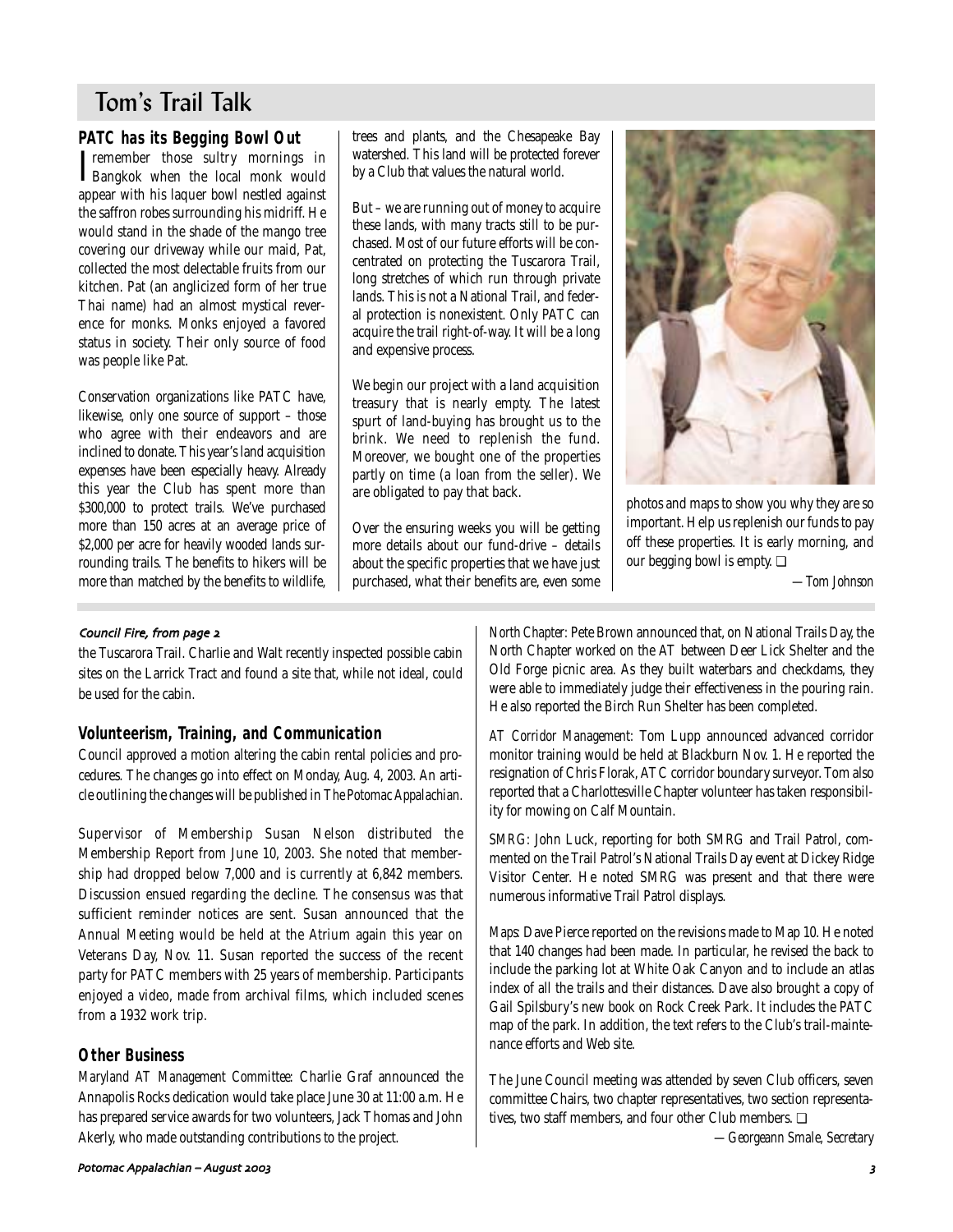# Tom's Trail Talk

## PATC has its Begging Bowl Out

I remember those sultry mornings in Bangkok when the local monk would appear with his laquer bowl nestled against the saffron robes surrounding his midriff. He would stand in the shade of the mango tree covering our driveway while our maid, Pat, collected the most delectable fruits from our kitchen. Pat (an anglicized form of her true Thai name) had an almost mystical reverence for monks. Monks enjoyed a favored status in society. Their only source of food was people like Pat.

Conservation organizations like PATC have, likewise, only one source of support – those who agree with their endeavors and are inclined to donate. This year's land acquisition expenses have been especially heavy. Already this year the Club has spent more than $300,000 to protect trails. We've purchased more than 150 acres at an average price of $2,000 per acre for heavily wooded lands surrounding trails. The benefits to hikers will be more than matched by the benefits to wildlife, trees and plants, and the Chesapeake Bay watershed. This land will be protected forever by a Club that values the natural world.

But – we are running out of money to acquire these lands, with many tracts still to be purchased. Most of our future efforts will be concentrated on protecting the Tuscarora Trail, long stretches of which run through private lands. This is not a National Trail, and federal protection is nonexistent. Only PATC can acquire the trail right-of-way. It will be a long and expensive process.

We begin our project with a land acquisition treasury that is nearly empty. The latest spurt of land-buying has brought us to the brink. We need to replenish the fund. Moreover, we bought one of the properties partly on time (a loan from the seller). We are obligated to pay that back.

Over the ensuring weeks you will be getting more details about our fund-drive – details about the specific properties that we have just purchased, what their benefits are, even some photos and maps to show you why they are so important. Help us replenish our funds to pay off these properties. It is early morning, and our begging bowl is empty. ❑

*—Tom Johnson*

---

*Council Fire, from page 2*

the Tuscarora Trail. Charlie and Walt recently inspected possible cabin sites on the Larrick Tract and found a site that, while not ideal, could be used for the cabin.

## Volunteerism, Training, and Communication

Council approved a motion altering the cabin rental policies and procedures. The changes go into effect on Monday, Aug. 4, 2003. An article outlining the changes will be published in *The Potomac Appalachian*.

Supervisor of Membership Susan Nelson distributed the Membership Report from June 10, 2003. She noted that membership had dropped below 7,000 and is currently at 6,842 members. Discussion ensued regarding the decline. The consensus was that sufficient reminder notices are sent. Susan announced that the Annual Meeting would be held at the Atrium again this year on Veterans Day, Nov. 11. Susan reported the success of the recent party for PATC members with 25 years of membership. Participants enjoyed a video, made from archival films, which included scenes from a 1932 work trip.

## Other Business

*Maryland AT Management Committee:* Charlie Graf announced the Annapolis Rocks dedication would take place June 30 at 11:00 a.m. He has prepared service awards for two volunteers, Jack Thomas and John Akerly, who made outstanding contributions to the project.

*North Chapter:* Pete Brown announced that, on National Trails Day, the North Chapter worked on the AT between Deer Lick Shelter and the Old Forge picnic area. As they built waterbars and checkdams, they were able to immediately judge their effectiveness in the pouring rain. He also reported the Birch Run Shelter has been completed.

*AT Corridor Management:* Tom Lupp announced advanced corridor monitor training would be held at Blackburn Nov. 1. He reported the resignation of Chris Florak, ATC corridor boundary surveyor. Tom also reported that a Charlottesville Chapter volunteer has taken responsibility for mowing on Calf Mountain.

*SMRG:* John Luck, reporting for both SMRG and Trail Patrol, commented on the Trail Patrol's National Trails Day event at Dickey Ridge Visitor Center. He noted SMRG was present and that there were numerous informative Trail Patrol displays.

*Maps:* Dave Pierce reported on the revisions made to Map 10. He noted that 140 changes had been made. In particular, he revised the back to include the parking lot at White Oak Canyon and to include an atlas index of all the trails and their distances. Dave also brought a copy of Gail Spilsbury's new book on Rock Creek Park. It includes the PATC map of the park. In addition, the text refers to the Club's trail-maintenance efforts and Web site.

The June Council meeting was attended by seven Club officers, seven committee Chairs, two chapter representatives, two section representatives, two staff members, and four other Club members. ❑

*—Georgeann Smale, Secretary*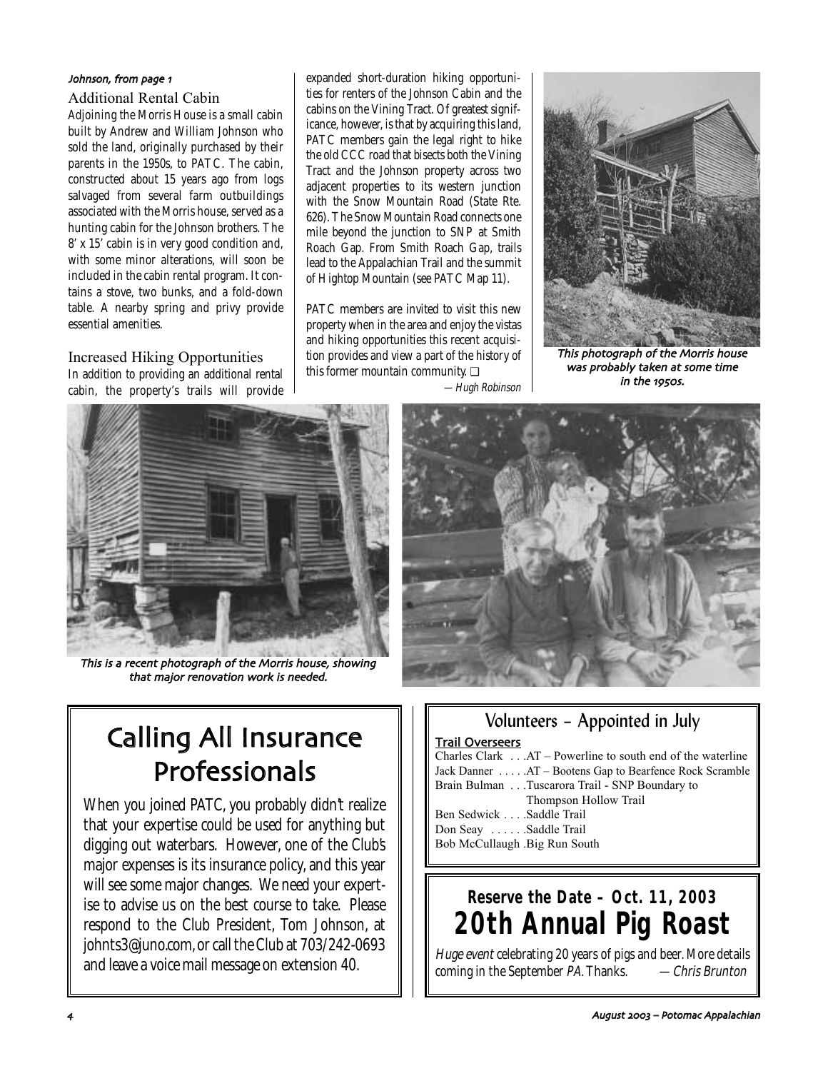*Johnson, from page 1*

### Additional Rental Cabin

Adjoining the Morris House is a small cabin built by Andrew and William Johnson who sold the land, originally purchased by their parents in the 1950s, to PATC. The cabin, constructed about 15 years ago from logs salvaged from several farm outbuildings associated with the Morris house, served as a hunting cabin for the Johnson brothers. The 8' x 15' cabin is in very good condition and, with some minor alterations, will soon be included in the cabin rental program. It contains a stove, two bunks, and a fold-down table. A nearby spring and privy provide essential amenities.

### Increased Hiking Opportunities

In addition to providing an additional rental cabin, the property's trails will provide expanded short-duration hiking opportunities for renters of the Johnson Cabin and the cabins on the Vining Tract. Of greatest significance, however, is that by acquiring this land, PATC members gain the legal right to hike the old CCC road that bisects both the Vining Tract and the Johnson property across two adjacent properties to its western junction with the Snow Mountain Road (State Rte. 626). The Snow Mountain Road connects one mile beyond the junction to SNP at Smith Roach Gap. From Smith Roach Gap, trails lead to the Appalachian Trail and the summit of Hightop Mountain (see PATC Map 11).

PATC members are invited to visit this new property when in the area and enjoy the vistas and hiking opportunities this recent acquisition provides and view a part of the history of this former mountain community. ❑

*— Hugh Robinson*

*This photograph of the Morris house was probably taken at some time in the 1950s.*

*This is a recent photograph of the Morris house, showing that major renovation work is needed.*

## Calling All Insurance Professionals

When you joined PATC, you probably didn't realize that your expertise could be used for anything but digging out waterbars. However, one of the Club's major expenses is its insurance policy, and this year will see some major changes. We need your expertise to advise us on the best course to take. Please respond to the Club President, Tom Johnson, at johnts3@juno.com, or call the Club at 703/242-0693 and leave a voice mail message on extension 40.

## Volunteers – Appointed in July

**Trail Overseers**

Charles Clark . . .AT – Powerline to south end of the waterline
Jack Danner . . . . .AT – Bootens Gap to Bearfence Rock Scramble
Brain Bulman . . .Tuscarora Trail - SNP Boundary to Thompson Hollow Trail
Ben Sedwick . . . .Saddle Trail
Don Seay . . . . . .Saddle Trail
Bob McCullaugh .Big Run South

## Reserve the Date – Oct. 11, 2003
# 20th Annual Pig Roast

*Huge event* celebrating 20 years of pigs and beer. More details coming in the September *PA*. Thanks. *— Chris Brunton*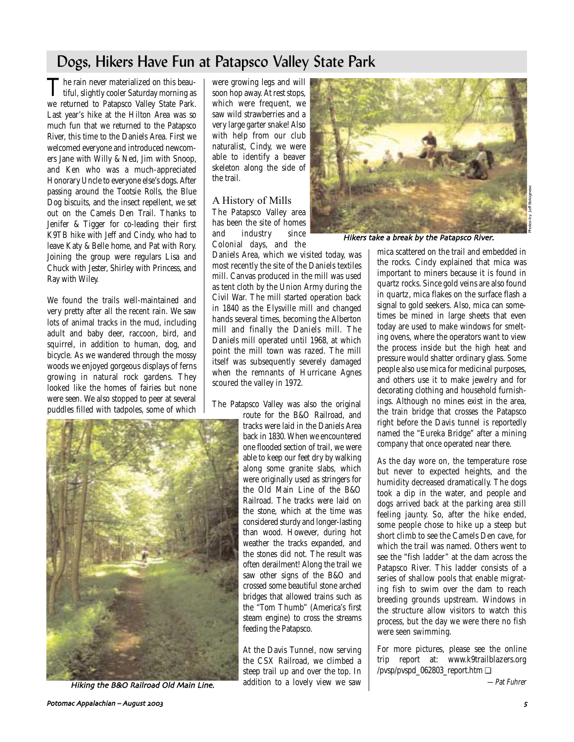## Dogs, Hikers Have Fun at Patapsco Valley State Park

The rain never materialized on this beautiful, slightly cooler Saturday morning as we returned to Patapsco Valley State Park. Last year's hike at the Hilton Area was so much fun that we returned to the Patapsco River, this time to the Daniels Area. First we welcomed everyone and introduced newcomers Jane with Willy & Ned, Jim with Snoop, and Ken who was a much-appreciated Honorary Uncle to everyone else's dogs. After passing around the Tootsie Rolls, the Blue Dog biscuits, and the insect repellent, we set out on the Camels Den Trail. Thanks to Jenifer & Tigger for co-leading their first K9TB hike with Jeff and Cindy, who had to leave Katy & Belle home, and Pat with Rory. Joining the group were regulars Lisa and Chuck with Jester, Shirley with Princess, and Ray with Wiley.

We found the trails well-maintained and very pretty after all the recent rain. We saw lots of animal tracks in the mud, including adult and baby deer, raccoon, bird, and squirrel, in addition to human, dog, and bicycle. As we wandered through the mossy woods we enjoyed gorgeous displays of ferns growing in natural rock gardens. They looked like the homes of fairies but none were seen. We also stopped to peer at several puddles filled with tadpoles, some of which were growing legs and will soon hop away. At rest stops, which were frequent, we saw wild strawberries and a very large garter snake! Also with help from our club naturalist, Cindy, we were able to identify a beaver skeleton along the side of the trail.

Hiking the B&O Railroad Old Main Line.

### A History of Mills

The Patapsco Valley area has been the site of homes and industry since Colonial days, and the Daniels Area, which we visited today, was most recently the site of the Daniels textiles mill. Canvas produced in the mill was used as tent cloth by the Union Army during the Civil War. The mill started operation back in 1840 as the Elysville mill and changed hands several times, becoming the Alberton mill and finally the Daniels mill. The Daniels mill operated until 1968, at which point the mill town was razed. The mill itself was subsequently severely damaged when the remnants of Hurricane Agnes scoured the valley in 1972.

The Patapsco Valley was also the original route for the B&O Railroad, and tracks were laid in the Daniels Area back in 1830. When we encountered one flooded section of trail, we were able to keep our feet dry by walking along some granite slabs, which were originally used as stringers for the Old Main Line of the B&O Railroad. The tracks were laid on the stone, which at the time was considered sturdy and longer-lasting than wood. However, during hot weather the tracks expanded, and the stones did not. The result was often derailment! Along the trail we saw other signs of the B&O and crossed some beautiful stone arched bridges that allowed trains such as the "Tom Thumb" (America's first steam engine) to cross the streams feeding the Patapsco.

At the Davis Tunnel, now serving the CSX Railroad, we climbed a steep trail up and over the top. In addition to a lovely view we saw mica scattered on the trail and embedded in the rocks. Cindy explained that mica was important to miners because it is found in quartz rocks. Since gold veins are also found in quartz, mica flakes on the surface flash a signal to gold seekers. Also, mica can sometimes be mined in large sheets that even today are used to make windows for smelting ovens, where the operators want to view the process inside but the high heat and pressure would shatter ordinary glass. Some people also use mica for medicinal purposes, and others use it to make jewelry and for decorating clothing and household furnishings. Although no mines exist in the area, the train bridge that crosses the Patapsco right before the Davis tunnel is reportedly named the "Eureka Bridge" after a mining company that once operated near there.

Hikers take a break by the Patapsco River.

Photos by Jeff Bolognese

As the day wore on, the temperature rose but never to expected heights, and the humidity decreased dramatically. The dogs took a dip in the water, and people and dogs arrived back at the parking area still feeling jaunty. So, after the hike ended, some people chose to hike up a steep but short climb to see the Camels Den cave, for which the trail was named. Others went to see the "fish ladder" at the dam across the Patapsco River. This ladder consists of a series of shallow pools that enable migrating fish to swim over the dam to reach breeding grounds upstream. Windows in the structure allow visitors to watch this process, but the day we were there no fish were seen swimming.

For more pictures, please see the online trip report at: www.k9trailblazers.org /pvsp/pvspd_062803_report.htm ❑

*— Pat Fuhrer*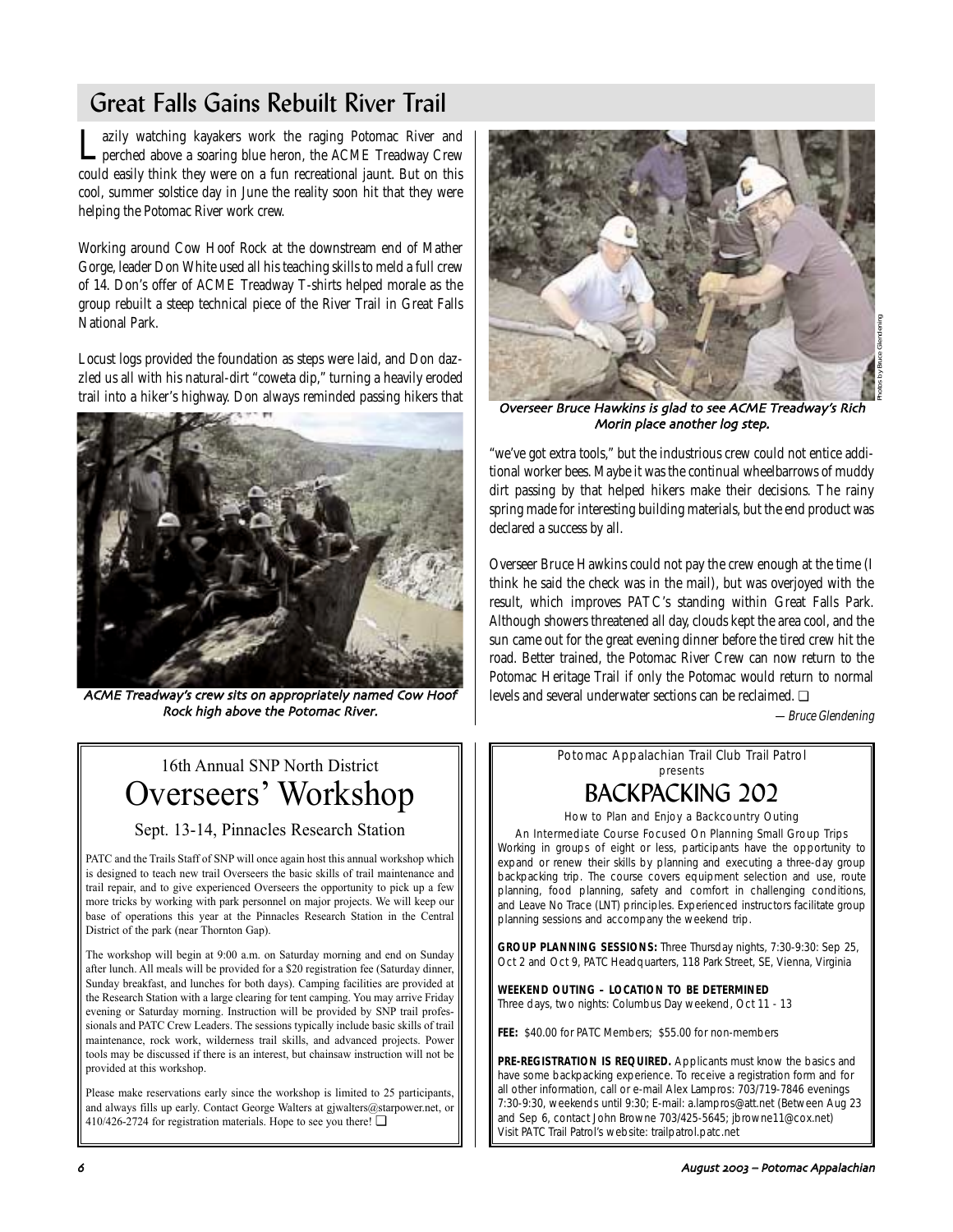## Great Falls Gains Rebuilt River Trail

Lazily watching kayakers work the raging Potomac River and perched above a soaring blue heron, the ACME Treadway Crew could easily think they were on a fun recreational jaunt. But on this cool, summer solstice day in June the reality soon hit that they were helping the Potomac River work crew.

Working around Cow Hoof Rock at the downstream end of Mather Gorge, leader Don White used all his teaching skills to meld a full crew of 14. Don's offer of ACME Treadway T-shirts helped morale as the group rebuilt a steep technical piece of the River Trail in Great Falls National Park.

Locust logs provided the foundation as steps were laid, and Don dazzled us all with his natural-dirt "coweta dip," turning a heavily eroded trail into a hiker's highway. Don always reminded passing hikers that "we've got extra tools," but the industrious crew could not entice additional worker bees. Maybe it was the continual wheelbarrows of muddy dirt passing by that helped hikers make their decisions. The rainy spring made for interesting building materials, but the end product was declared a success by all.

*ACME Treadway's crew sits on appropriately named Cow Hoof Rock high above the Potomac River.*

*Overseer Bruce Hawkins is glad to see ACME Treadway's Rich Morin place another log step.*

Photos by Bruce Glendening

Overseer Bruce Hawkins could not pay the crew enough at the time (I think he said the check was in the mail), but was overjoyed with the result, which improves PATC's standing within Great Falls Park. Although showers threatened all day, clouds kept the area cool, and the sun came out for the great evening dinner before the tired crew hit the road. Better trained, the Potomac River Crew can now return to the Potomac Heritage Trail if only the Potomac would return to normal levels and several underwater sections can be reclaimed. ❑

*— Bruce Glendening*

---

### 16th Annual SNP North District
## Overseers' Workshop

Sept. 13-14, Pinnacles Research Station

PATC and the Trails Staff of SNP will once again host this annual workshop which is designed to teach new trail Overseers the basic skills of trail maintenance and trail repair, and to give experienced Overseers the opportunity to pick up a few more tricks by working with park personnel on major projects. We will keep our base of operations this year at the Pinnacles Research Station in the Central District of the park (near Thornton Gap).

The workshop will begin at 9:00 a.m. on Saturday morning and end on Sunday after lunch. All meals will be provided for a $20 registration fee (Saturday dinner, Sunday breakfast, and lunches for both days). Camping facilities are provided at the Research Station with a large clearing for tent camping. You may arrive Friday evening or Saturday morning. Instruction will be provided by SNP trail professionals and PATC Crew Leaders. The sessions typically include basic skills of trail maintenance, rock work, wilderness trail skills, and advanced projects. Power tools may be discussed if there is an interest, but chainsaw instruction will not be provided at this workshop.

Please make reservations early since the workshop is limited to 25 participants, and always fills up early. Contact George Walters at gjwalters@starpower.net, or 410/426-2724 for registration materials. Hope to see you there! ❑

---

Potomac Appalachian Trail Club Trail Patrol presents

## BACKPACKING 202

How to Plan and Enjoy a Backcountry Outing

An Intermediate Course Focused On Planning Small Group Trips

Working in groups of eight or less, participants have the opportunity to expand or renew their skills by planning and executing a three-day group backpacking trip. The course covers equipment selection and use, route planning, food planning, safety and comfort in challenging conditions, and Leave No Trace (LNT) principles. Experienced instructors facilitate group planning sessions and accompany the weekend trip.

**GROUP PLANNING SESSIONS:** Three Thursday nights, 7:30-9:30: Sep 25, Oct 2 and Oct 9, PATC Headquarters, 118 Park Street, SE, Vienna, Virginia

**WEEKEND OUTING – LOCATION TO BE DETERMINED**
Three days, two nights: Columbus Day weekend, Oct 11 - 13

**FEE:** $40.00 for PATC Members; $55.00 for non-members

**PRE-REGISTRATION IS REQUIRED.** Applicants must know the basics and have some backpacking experience. To receive a registration form and for all other information, call or e-mail Alex Lampros: 703/719-7846 evenings 7:30-9:30, weekends until 9:30; E-mail: a.lampros@att.net (Between Aug 23 and Sep 6, contact John Browne 703/425-5645; jbrowne11@cox.net) Visit PATC Trail Patrol's web site: trailpatrol.patc.net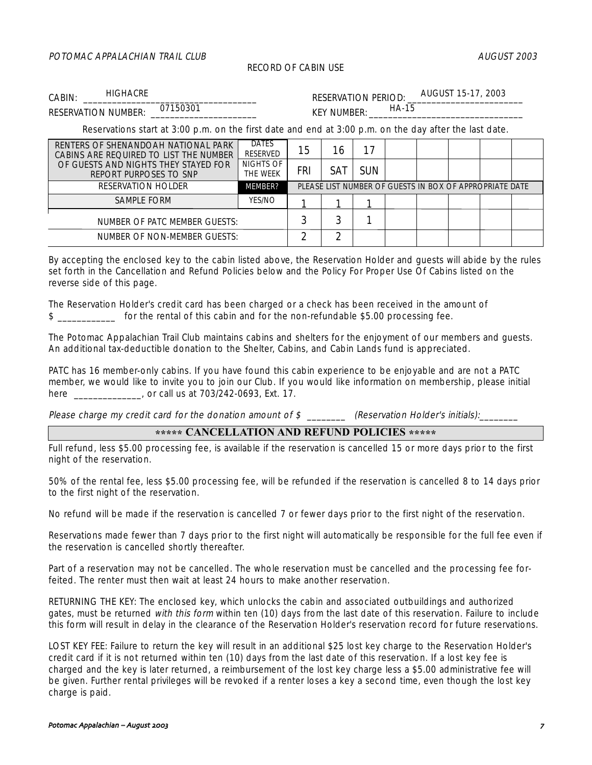POTOMAC APPALACHIAN TRAIL CLUB — AUGUST 2003

RECORD OF CABIN USE

CABIN: HIGHACRE

RESERVATION PERIOD: AUGUST 15-17, 2003

RESERVATION NUMBER: 07150301

KEY NUMBER: HA-15

Reservations start at 3:00 p.m. on the first date and end at 3:00 p.m. on the day after the last date.

| RENTERS OF SHENANDOAH NATIONAL PARK CABINS ARE REQUIRED TO LIST THE NUMBER OF GUESTS AND NIGHTS THEY STAYED FOR REPORT PURPOSES TO SNP | DATES RESERVED | 15 | 16 | 17 | | | | | |
|---|---|---|---|---|---|---|---|---|---|
| | NIGHTS OF THE WEEK | FRI | SAT | SUN | | | | | |
| RESERVATION HOLDER | MEMBER? | PLEASE LIST NUMBER OF GUESTS IN BOX OF APPROPRIATE DATE | | | | | | | |
| SAMPLE FORM | YES/NO | 1 | 1 | 1 | | | | | |
| NUMBER OF PATC MEMBER GUESTS: | | 3 | 3 | 1 | | | | | |
| NUMBER OF NON-MEMBER GUESTS: | | 2 | 2 | | | | | | |

By accepting the enclosed key to the cabin listed above, the Reservation Holder and guests will abide by the rules set forth in the Cancellation and Refund Policies below and the Policy For Proper Use Of Cabins listed on the reverse side of this page.

The Reservation Holder's credit card has been charged or a check has been received in the amount of $ ___________ for the rental of this cabin and for the non-refundable $5.00 processing fee.

The Potomac Appalachian Trail Club maintains cabins and shelters for the enjoyment of our members and guests. An additional tax-deductible donation to the Shelter, Cabins, and Cabin Lands fund is appreciated.

PATC has 16 member-only cabins. If you have found this cabin experience to be enjoyable and are not a PATC member, we would like to invite you to join our Club. If you would like information on membership, please initial here _____________, or call us at 703/242-0693, Ext. 17.

*Please charge my credit card for the donation amount of $ ________ (Reservation Holder's initials):________*

## ***** CANCELLATION AND REFUND POLICIES *****

Full refund, less $5.00 processing fee, is available if the reservation is cancelled 15 or more days prior to the first night of the reservation.

50% of the rental fee, less $5.00 processing fee, will be refunded if the reservation is cancelled 8 to 14 days prior to the first night of the reservation.

No refund will be made if the reservation is cancelled 7 or fewer days prior to the first night of the reservation.

Reservations made fewer than 7 days prior to the first night will automatically be responsible for the full fee even if the reservation is cancelled shortly thereafter.

Part of a reservation may not be cancelled. The whole reservation must be cancelled and the processing fee forfeited. The renter must then wait at least 24 hours to make another reservation.

RETURNING THE KEY: The enclosed key, which unlocks the cabin and associated outbuildings and authorized gates, must be returned *with this form* within ten (10) days from the last date of this reservation. Failure to include this form will result in delay in the clearance of the Reservation Holder's reservation record for future reservations.

LOST KEY FEE: Failure to return the key will result in an additional $25 lost key charge to the Reservation Holder's credit card if it is not returned within ten (10) days from the last date of this reservation. If a lost key fee is charged and the key is later returned, a reimbursement of the lost key charge less a $5.00 administrative fee will be given. Further rental privileges will be revoked if a renter loses a key a second time, even though the lost key charge is paid.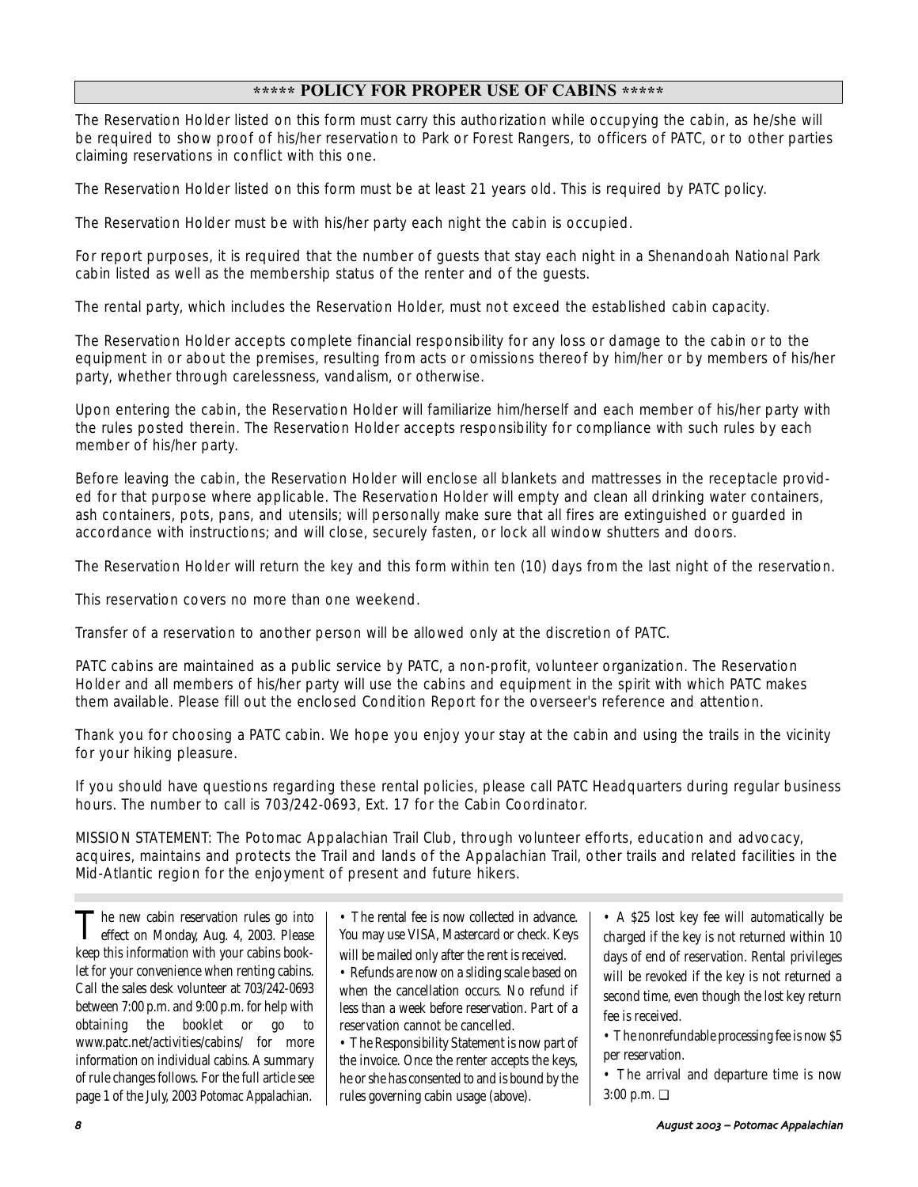## \*\*\*\*\* POLICY FOR PROPER USE OF CABINS \*\*\*\*\*

The Reservation Holder listed on this form must carry this authorization while occupying the cabin, as he/she will be required to show proof of his/her reservation to Park or Forest Rangers, to officers of PATC, or to other parties claiming reservations in conflict with this one.

The Reservation Holder listed on this form must be at least 21 years old. This is required by PATC policy.

The Reservation Holder must be with his/her party each night the cabin is occupied.

For report purposes, it is required that the number of guests that stay each night in a Shenandoah National Park cabin listed as well as the membership status of the renter and of the guests.

The rental party, which includes the Reservation Holder, must not exceed the established cabin capacity.

The Reservation Holder accepts complete financial responsibility for any loss or damage to the cabin or to the equipment in or about the premises, resulting from acts or omissions thereof by him/her or by members of his/her party, whether through carelessness, vandalism, or otherwise.

Upon entering the cabin, the Reservation Holder will familiarize him/herself and each member of his/her party with the rules posted therein. The Reservation Holder accepts responsibility for compliance with such rules by each member of his/her party.

Before leaving the cabin, the Reservation Holder will enclose all blankets and mattresses in the receptacle provided for that purpose where applicable. The Reservation Holder will empty and clean all drinking water containers, ash containers, pots, pans, and utensils; will personally make sure that all fires are extinguished or guarded in accordance with instructions; and will close, securely fasten, or lock all window shutters and doors.

The Reservation Holder will return the key and this form within ten (10) days from the last night of the reservation.

This reservation covers no more than one weekend.

Transfer of a reservation to another person will be allowed only at the discretion of PATC.

PATC cabins are maintained as a public service by PATC, a non-profit, volunteer organization. The Reservation Holder and all members of his/her party will use the cabins and equipment in the spirit with which PATC makes them available. Please fill out the enclosed Condition Report for the overseer's reference and attention.

Thank you for choosing a PATC cabin. We hope you enjoy your stay at the cabin and using the trails in the vicinity for your hiking pleasure.

If you should have questions regarding these rental policies, please call PATC Headquarters during regular business hours. The number to call is 703/242-0693, Ext. 17 for the Cabin Coordinator.

MISSION STATEMENT: The Potomac Appalachian Trail Club, through volunteer efforts, education and advocacy, acquires, maintains and protects the Trail and lands of the Appalachian Trail, other trails and related facilities in the Mid-Atlantic region for the enjoyment of present and future hikers.

---

The new cabin reservation rules go into effect on Monday, Aug. 4, 2003. Please keep this information with your cabins booklet for your convenience when renting cabins. Call the sales desk volunteer at 703/242-0693 between 7:00 p.m. and 9:00 p.m. for help with obtaining the booklet or go to www.patc.net/activities/cabins/ for more information on individual cabins. A summary of rule changes follows. For the full article see page 1 of the July, 2003 *Potomac Appalachian*.

- The rental fee is now collected in advance. You may use VISA, Mastercard or check. Keys will be mailed only after the rent is received.
- Refunds are now on a sliding scale based on when the cancellation occurs. No refund if less than a week before reservation. Part of a reservation cannot be cancelled.
- The Responsibility Statement is now part of the invoice. Once the renter accepts the keys, he or she has consented to and is bound by the rules governing cabin usage (above).
- A $25 lost key fee will automatically be charged if the key is not returned within 10 days of end of reservation. Rental privileges will be revoked if the key is not returned a second time, even though the lost key return fee is received.
- The nonrefundable processing fee is now $5 per reservation.
- The arrival and departure time is now 3:00 p.m. ❑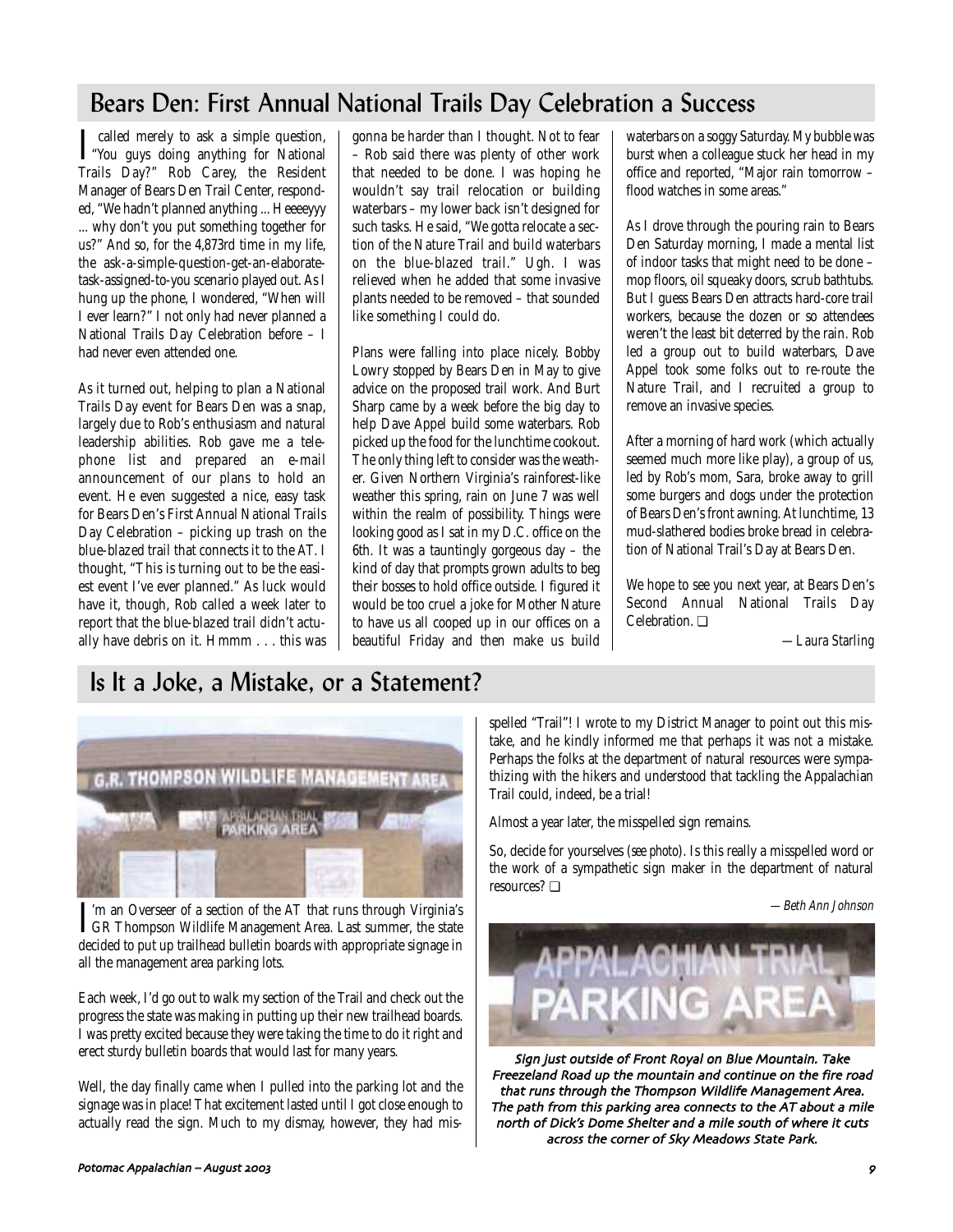## Bears Den: First Annual National Trails Day Celebration a Success

I called merely to ask a simple question, "You guys doing anything for National Trails Day?" Rob Carey, the Resident Manager of Bears Den Trail Center, responded, "We hadn't planned anything ... Heeeeyyy ... why don't you put something together for us?" And so, for the 4,873rd time in my life, the ask-a-simple-question-get-an-elaborate-task-assigned-to-you scenario played out. As I hung up the phone, I wondered, "When will I ever learn?" I not only had never planned a National Trails Day Celebration before – I had never even attended one.

As it turned out, helping to plan a National Trails Day event for Bears Den was a snap, largely due to Rob's enthusiasm and natural leadership abilities. Rob gave me a telephone list and prepared an e-mail announcement of our plans to hold an event. He even suggested a nice, easy task for Bears Den's First Annual National Trails Day Celebration – picking up trash on the blue-blazed trail that connects it to the AT. I thought, "This is turning out to be the easiest event I've ever planned." As luck would have it, though, Rob called a week later to report that the blue-blazed trail didn't actually have debris on it. Hmmm . . . this was gonna be harder than I thought. Not to fear – Rob said there was plenty of other work that needed to be done. I was hoping he wouldn't say trail relocation or building waterbars – my lower back isn't designed for such tasks. He said, "We gotta relocate a section of the Nature Trail and build waterbars on the blue-blazed trail." Ugh. I was relieved when he added that some invasive plants needed to be removed – that sounded like something I could do.

Plans were falling into place nicely. Bobby Lowry stopped by Bears Den in May to give advice on the proposed trail work. And Burt Sharp came by a week before the big day to help Dave Appel build some waterbars. Rob picked up the food for the lunchtime cookout. The only thing left to consider was the weather. Given Northern Virginia's rainforest-like weather this spring, rain on June 7 was well within the realm of possibility. Things were looking good as I sat in my D.C. office on the 6th. It was a tauntingly gorgeous day – the kind of day that prompts grown adults to beg their bosses to hold office outside. I figured it would be too cruel a joke for Mother Nature to have us all cooped up in our offices on a beautiful Friday and then make us build waterbars on a soggy Saturday. My bubble was burst when a colleague stuck her head in my office and reported, "Major rain tomorrow – flood watches in some areas."

As I drove through the pouring rain to Bears Den Saturday morning, I made a mental list of indoor tasks that might need to be done – mop floors, oil squeaky doors, scrub bathtubs. But I guess Bears Den attracts hard-core trail workers, because the dozen or so attendees weren't the least bit deterred by the rain. Rob led a group out to build waterbars, Dave Appel took some folks out to re-route the Nature Trail, and I recruited a group to remove an invasive species.

After a morning of hard work (which actually seemed much more like play), a group of us, led by Rob's mom, Sara, broke away to grill some burgers and dogs under the protection of Bears Den's front awning. At lunchtime, 13 mud-slathered bodies broke bread in celebration of National Trail's Day at Bears Den.

We hope to see you next year, at Bears Den's Second Annual National Trails Day Celebration. ❑

*—Laura Starling*

## Is It a Joke, a Mistake, or a Statement?

I'm an Overseer of a section of the AT that runs through Virginia's GR Thompson Wildlife Management Area. Last summer, the state decided to put up trailhead bulletin boards with appropriate signage in all the management area parking lots.

Each week, I'd go out to walk my section of the Trail and check out the progress the state was making in putting up their new trailhead boards. I was pretty excited because they were taking the time to do it right and erect sturdy bulletin boards that would last for many years.

Well, the day finally came when I pulled into the parking lot and the signage was in place! That excitement lasted until I got close enough to actually read the sign. Much to my dismay, however, they had misspelled "Trail"! I wrote to my District Manager to point out this mistake, and he kindly informed me that perhaps it was not a mistake. Perhaps the folks at the department of natural resources were sympathizing with the hikers and understood that tackling the Appalachian Trail could, indeed, be a trial!

Almost a year later, the misspelled sign remains.

So, decide for yourselves (*see photo*). Is this really a misspelled word or the work of a sympathetic sign maker in the department of natural resources? ❑

*—Beth Ann Johnson*

*Sign just outside of Front Royal on Blue Mountain. Take Freezeland Road up the mountain and continue on the fire road that runs through the Thompson Wildlife Management Area. The path from this parking area connects to the AT about a mile north of Dick's Dome Shelter and a mile south of where it cuts across the corner of Sky Meadows State Park.*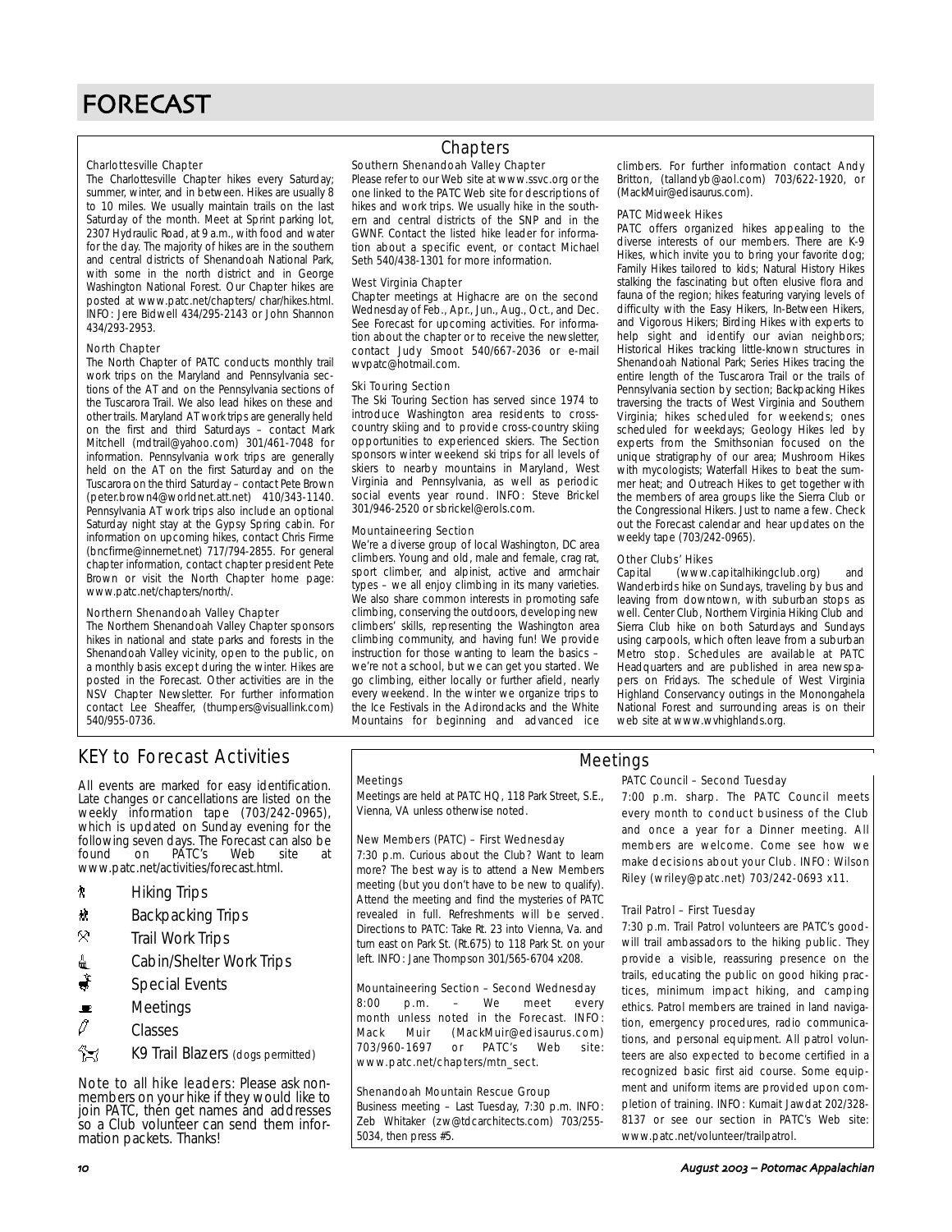# FORECAST

## Chapters

### Charlottesville Chapter

The Charlottesville Chapter hikes every Saturday; summer, winter, and in between. Hikes are usually 8 to 10 miles. We usually maintain trails on the last Saturday of the month. Meet at Sprint parking lot, 2307 Hydraulic Road, at 9 a.m., with food and water for the day. The majority of hikes are in the southern and central districts of Shenandoah National Park, with some in the north district and in George Washington National Forest. Our Chapter hikes are posted at www.patc.net/chapters/ char/hikes.html. INFO: Jere Bidwell 434/295-2143 or John Shannon 434/293-2953.

### North Chapter

The North Chapter of PATC conducts monthly trail work trips on the Maryland and Pennsylvania sections of the AT and on the Pennsylvania sections of the Tuscarora Trail. We also lead hikes on these and other trails. Maryland AT work trips are generally held on the first and third Saturdays – contact Mark Mitchell (mdtrail@yahoo.com) 301/461-7048 for information. Pennsylvania work trips are generally held on the AT on the first Saturday and on the Tuscarora on the third Saturday – contact Pete Brown (peter.brown4@worldnet.att.net) 410/343-1140. Pennsylvania AT work trips also include an optional Saturday night stay at the Gypsy Spring cabin. For information on upcoming hikes, contact Chris Firme (bncfirme@innernet.net) 717/794-2855. For general chapter information, contact chapter president Pete Brown or visit the North Chapter home page: www.patc.net/chapters/north/.

### Northern Shenandoah Valley Chapter

The Northern Shenandoah Valley Chapter sponsors hikes in national and state parks and forests in the Shenandoah Valley vicinity, open to the public, on a monthly basis except during the winter. Hikes are posted in the Forecast. Other activities are in the NSV Chapter Newsletter. For further information contact Lee Sheaffer, (thumpers@visuallink.com) 540/955-0736.

### Southern Shenandoah Valley Chapter

Please refer to our Web site at www.ssvc.org or the one linked to the PATC Web site for descriptions of hikes and work trips. We usually hike in the southern and central districts of the SNP and in the GWNF. Contact the listed hike leader for information about a specific event, or contact Michael Seth 540/438-1301 for more information.

### West Virginia Chapter

Chapter meetings at Highacre are on the second Wednesday of Feb., Apr., Jun., Aug., Oct., and Dec. See Forecast for upcoming activities. For information about the chapter or to receive the newsletter, contact Judy Smoot 540/667-2036 or e-mail wvpatc@hotmail.com.

### Ski Touring Section

The Ski Touring Section has served since 1974 to introduce Washington area residents to cross-country skiing and to provide cross-country skiing opportunities to experienced skiers. The Section sponsors winter weekend ski trips for all levels of skiers to nearby mountains in Maryland, West Virginia and Pennsylvania, as well as periodic social events year round. INFO: Steve Brickel 301/946-2520 or sbrickel@erols.com.

### Mountaineering Section

We're a diverse group of local Washington, DC area climbers. Young and old, male and female, crag rat, sport climber, and alpinist, active and armchair types – we all enjoy climbing in its many varieties. We also share common interests in promoting safe climbing, conserving the outdoors, developing new climbers' skills, representing the Washington area climbing community, and having fun! We provide instruction for those wanting to learn the basics – we're not a school, but we can get you started. We go climbing, either locally or further afield, nearly every weekend. In the winter we organize trips to the Ice Festivals in the Adirondacks and the White Mountains for beginning and advanced ice climbers. For further information contact Andy Britton, (tallandyb@aol.com) 703/622-1920, or (MackMuir@edisaurus.com).

### PATC Midweek Hikes

PATC offers organized hikes appealing to the diverse interests of our members. There are K-9 Hikes, which invite you to bring your favorite dog; Family Hikes tailored to kids; Natural History Hikes stalking the fascinating but often elusive flora and fauna of the region; hikes featuring varying levels of difficulty with the Easy Hikers, In-Between Hikers, and Vigorous Hikers; Birding Hikes with experts to help sight and identify our avian neighbors; Historical Hikes tracking little-known structures in Shenandoah National Park; Series Hikes tracing the entire length of the Tuscarora Trail or the trails of Pennsylvania section by section; Backpacking Hikes traversing the tracts of West Virginia and Southern Virginia; hikes scheduled for weekends; ones scheduled for weekdays; Geology Hikes led by experts from the Smithsonian focused on the unique stratigraphy of our area; Mushroom Hikes with mycologists; Waterfall Hikes to beat the summer heat; and Outreach Hikes to get together with the members of area groups like the Sierra Club or the Congressional Hikers. Just to name a few. Check out the Forecast calendar and hear updates on the weekly tape (703/242-0965).

### Other Clubs' Hikes

Capital (www.capitalhikingclub.org) and Wanderbirds hike on Sundays, traveling by bus and leaving from downtown, with suburban stops as well. Center Club, Northern Virginia Hiking Club and Sierra Club hike on both Saturdays and Sundays using carpools, which often leave from a suburban Metro stop. Schedules are available at PATC Headquarters and are published in area newspapers on Fridays. The schedule of West Virginia Highland Conservancy outings in the Monongahela National Forest and surrounding areas is on their web site at www.wvhighlands.org.

## KEY to Forecast Activities

All events are marked for easy identification. Late changes or cancellations are listed on the weekly information tape (703/242-0965), which is updated on Sunday evening for the following seven days. The Forecast can also be found on PATC's Web site at www.patc.net/activities/forecast.html.

- Hiking Trips
- Backpacking Trips
- Trail Work Trips
- Cabin/Shelter Work Trips
- Special Events
- Meetings
- Classes
- K9 Trail Blazers (dogs permitted)

Note to all hike leaders: Please ask nonmembers on your hike if they would like to join PATC, then get names and addresses so a Club volunteer can send them information packets. Thanks!

## Meetings

### Meetings

Meetings are held at PATC HQ, 118 Park Street, S.E., Vienna, VA unless otherwise noted.

### New Members (PATC) – First Wednesday

7:30 p.m. Curious about the Club? Want to learn more? The best way is to attend a New Members meeting (but you don't have to be new to qualify). Attend the meeting and find the mysteries of PATC revealed in full. Refreshments will be served. Directions to PATC: Take Rt. 23 into Vienna, Va. and turn east on Park St. (Rt.675) to 118 Park St. on your left. INFO: Jane Thompson 301/565-6704 x208.

### Mountaineering Section – Second Wednesday

8:00 p.m. – We meet every month unless noted in the Forecast. INFO: Mack Muir (MackMuir@edisaurus.com) 703/960-1697 or PATC's Web site: www.patc.net/chapters/mtn_sect.

### Shenandoah Mountain Rescue Group

Business meeting – Last Tuesday, 7:30 p.m. INFO: Zeb Whitaker (zw@tdcarchitects.com) 703/255-5034, then press #5.

### PATC Council – Second Tuesday

7:00 p.m. sharp. The PATC Council meets every month to conduct business of the Club and once a year for a Dinner meeting. All members are welcome. Come see how we make decisions about your Club. INFO: Wilson Riley (wriley@patc.net) 703/242-0693 x11.

### Trail Patrol – First Tuesday

7:30 p.m. Trail Patrol volunteers are PATC's goodwill trail ambassadors to the hiking public. They provide a visible, reassuring presence on the trails, educating the public on good hiking practices, minimum impact hiking, and camping ethics. Patrol members are trained in land navigation, emergency procedures, radio communications, and personal equipment. All patrol volunteers are also expected to become certified in a recognized basic first aid course. Some equipment and uniform items are provided upon completion of training. INFO: Kumait Jawdat 202/328-8137 or see our section in PATC's Web site: www.patc.net/volunteer/trailpatrol.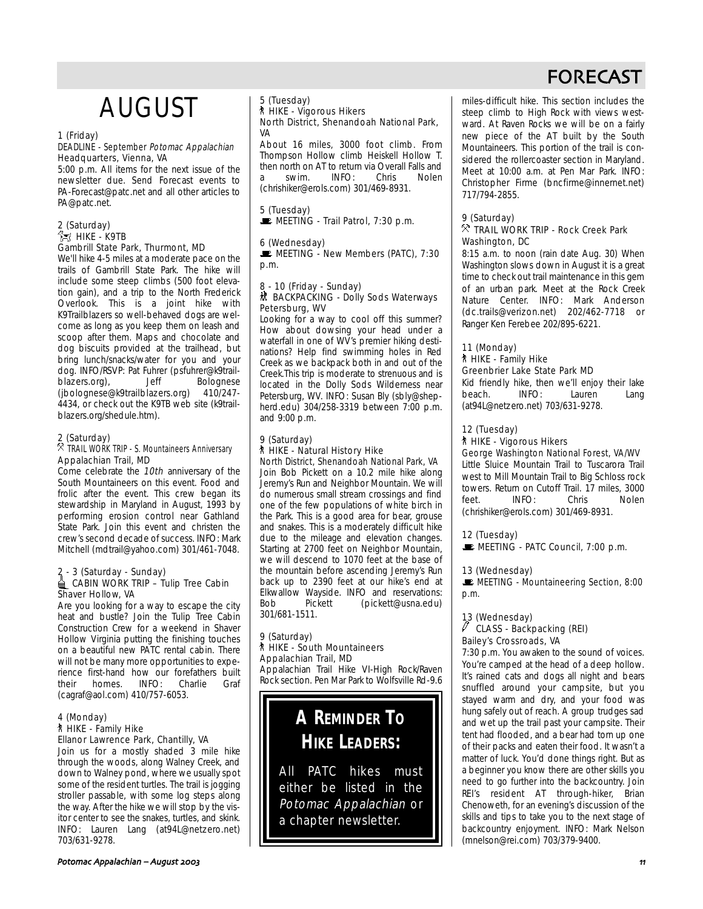# FORECAST

# AUGUST

1 (Friday)
DEADLINE - September *Potomac Appalachian*
Headquarters, Vienna, VA
5:00 p.m. All items for the next issue of the newsletter due. Send Forecast events to PA-Forecast@patc.net and all other articles to PA@patc.net.

2 (Saturday)
HIKE - K9TB
Gambrill State Park, Thurmont, MD
We'll hike 4-5 miles at a moderate pace on the trails of Gambrill State Park. The hike will include some steep climbs (500 foot elevation gain), and a trip to the North Frederick Overlook. This is a joint hike with K9Trailblazers so well-behaved dogs are welcome as long as you keep them on leash and scoop after them. Maps and chocolate and dog biscuits provided at the trailhead, but bring lunch/snacks/water for you and your dog. INFO/RSVP: Pat Fuhrer (psfuhrer@k9trailblazers.org), Jeff Bolognese (jbolognese@k9trailblazers.org) 410/247-4434, or check out the K9TB web site (k9trailblazers.org/shedule.htm).

2 (Saturday)
TRAIL WORK TRIP - S. Mountaineers Anniversary
Appalachian Trail, MD
Come celebrate the *10th* anniversary of the South Mountaineers on this event. Food and frolic after the event. This crew began its stewardship in Maryland in August, 1993 by performing erosion control near Gathland State Park. Join this event and christen the crew's second decade of success. INFO: Mark Mitchell (mdtrail@yahoo.com) 301/461-7048.

2 - 3 (Saturday - Sunday)
CABIN WORK TRIP – Tulip Tree Cabin
Shaver Hollow, VA
Are you looking for a way to escape the city heat and bustle? Join the Tulip Tree Cabin Construction Crew for a weekend in Shaver Hollow Virginia putting the finishing touches on a beautiful new PATC rental cabin. There will not be many more opportunities to experience first-hand how our forefathers built their homes. INFO: Charlie Graf (cagraf@aol.com) 410/757-6053.

4 (Monday)
HIKE - Family Hike
Ellanor Lawrence Park, Chantilly, VA
Join us for a mostly shaded 3 mile hike through the woods, along Walney Creek, and down to Walney pond, where we usually spot some of the resident turtles. The trail is jogging stroller passable, with some log steps along the way. After the hike we will stop by the visitor center to see the snakes, turtles, and skink. INFO: Lauren Lang (at94L@netzero.net) 703/631-9278.

5 (Tuesday)
HIKE - Vigorous Hikers
North District, Shenandoah National Park, VA
About 16 miles, 3000 foot climb. From Thompson Hollow climb Heiskell Hollow T. then north on AT to return via Overall Falls and a swim. INFO: Chris Nolen (chrishiker@erols.com) 301/469-8931.

5 (Tuesday)
MEETING - Trail Patrol, 7:30 p.m.

6 (Wednesday)
MEETING - New Members (PATC), 7:30 p.m.

8 - 10 (Friday - Sunday)
BACKPACKING - Dolly Sods Waterways
Petersburg, WV
Looking for a way to cool off this summer? How about dowsing your head under a waterfall in one of WV's premier hiking destinations? Help find swimming holes in Red Creek as we backpack both in and out of the Creek.This trip is moderate to strenuous and is located in the Dolly Sods Wilderness near Petersburg, WV. INFO: Susan Bly (sbly@shepherd.edu) 304/258-3319 between 7:00 p.m. and 9:00 p.m.

9 (Saturday)
HIKE - Natural History Hike
North District, Shenandoah National Park, VA
Join Bob Pickett on a 10.2 mile hike along Jeremy's Run and Neighbor Mountain. We will do numerous small stream crossings and find one of the few populations of white birch in the Park. This is a good area for bear, grouse and snakes. This is a moderately difficult hike due to the mileage and elevation changes. Starting at 2700 feet on Neighbor Mountain, we will descend to 1070 feet at the base of the mountain before ascending Jeremy's Run back up to 2390 feet at our hike's end at Elkwallow Wayside. INFO and reservations: Bob Pickett (pickett@usna.edu) 301/681-1511.

9 (Saturday)
HIKE - South Mountaineers
Appalachian Trail, MD
Appalachian Trail Hike VI-High Rock/Raven Rock section. Pen Mar Park to Wolfsville Rd-9.6 miles-difficult hike. This section includes the steep climb to High Rock with views westward. At Raven Rocks we will be on a fairly new piece of the AT built by the South Mountaineers. This portion of the trail is considered the rollercoaster section in Maryland. Meet at 10:00 a.m. at Pen Mar Park. INFO: Christopher Firme (bncfirme@innernet.net) 717/794-2855.

**A REMINDER TO HIKE LEADERS:**

All PATC hikes must either be listed in the *Potomac Appalachian* or a chapter newsletter.

9 (Saturday)
TRAIL WORK TRIP - Rock Creek Park
Washington, DC
8:15 a.m. to noon (rain date Aug. 30) When Washington slows down in August it is a great time to check out trail maintenance in this gem of an urban park. Meet at the Rock Creek Nature Center. INFO: Mark Anderson (dc.trails@verizon.net) 202/462-7718 or Ranger Ken Ferebee 202/895-6221.

11 (Monday)
HIKE - Family Hike
Greenbrier Lake State Park MD
Kid friendly hike, then we'll enjoy their lake beach. INFO: Lauren Lang (at94L@netzero.net) 703/631-9278.

12 (Tuesday)
HIKE - Vigorous Hikers
George Washington National Forest, VA/WV
Little Sluice Mountain Trail to Tuscarora Trail west to Mill Mountain Trail to Big Schloss rock towers. Return on Cutoff Trail. 17 miles, 3000 feet. INFO: Chris Nolen (chrishiker@erols.com) 301/469-8931.

12 (Tuesday)
MEETING - PATC Council, 7:00 p.m.

13 (Wednesday)
MEETING - Mountaineering Section, 8:00 p.m.

13 (Wednesday)
CLASS - Backpacking (REI)
Bailey's Crossroads, VA
7:30 p.m. You awaken to the sound of voices. You're camped at the head of a deep hollow. It's rained cats and dogs all night and bears snuffled around your campsite, but you stayed warm and dry, and your food was hung safely out of reach. A group trudges sad and wet up the trail past your campsite. Their tent had flooded, and a bear had torn up one of their packs and eaten their food. It wasn't a matter of luck. You'd done things right. But as a beginner you know there are other skills you need to go further into the backcountry. Join REI's resident AT through-hiker, Brian Chenoweth, for an evening's discussion of the skills and tips to take you to the next stage of backcountry enjoyment. INFO: Mark Nelson (mnelson@rei.com) 703/379-9400.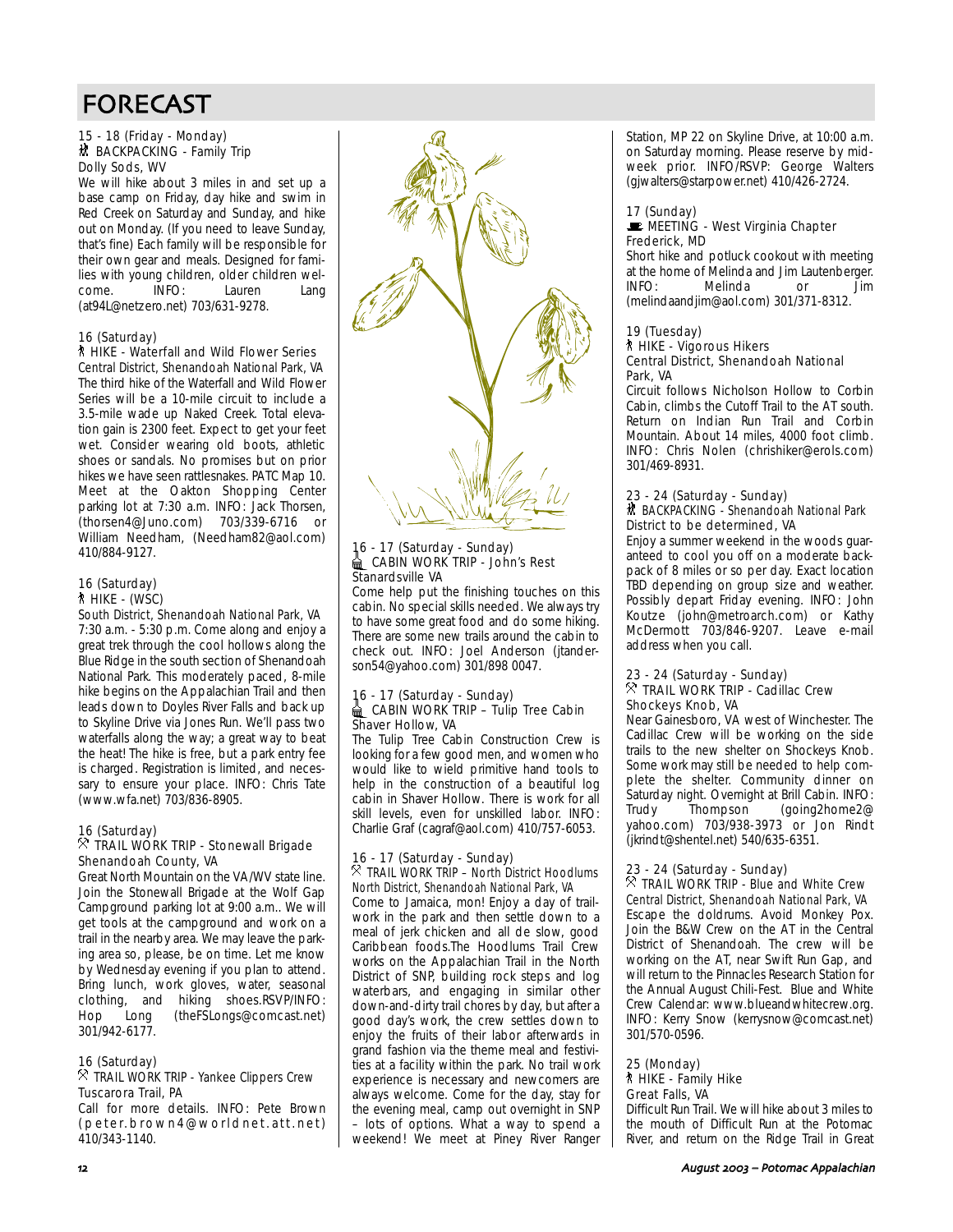# FORECAST

15 - 18 (Friday - Monday)
BACKPACKING - Family Trip
Dolly Sods, WV
We will hike about 3 miles in and set up a base camp on Friday, day hike and swim in Red Creek on Saturday and Sunday, and hike out on Monday. (If you need to leave Sunday, that's fine) Each family will be responsible for their own gear and meals. Designed for families with young children, older children welcome. INFO: Lauren Lang (at94L@netzero.net) 703/631-9278.

16 (Saturday)
HIKE - Waterfall and Wild Flower Series
Central District, Shenandoah National Park, VA
The third hike of the Waterfall and Wild Flower Series will be a 10-mile circuit to include a 3.5-mile wade up Naked Creek. Total elevation gain is 2300 feet. Expect to get your feet wet. Consider wearing old boots, athletic shoes or sandals. No promises but on prior hikes we have seen rattlesnakes. PATC Map 10. Meet at the Oakton Shopping Center parking lot at 7:30 a.m. INFO: Jack Thorsen, (thorsen4@Juno.com) 703/339-6716 or William Needham, (Needham82@aol.com) 410/884-9127.

16 (Saturday)
HIKE - (WSC)
South District, Shenandoah National Park, VA
7:30 a.m. - 5:30 p.m. Come along and enjoy a great trek through the cool hollows along the Blue Ridge in the south section of Shenandoah National Park. This moderately paced, 8-mile hike begins on the Appalachian Trail and then leads down to Doyles River Falls and back up to Skyline Drive via Jones Run. We'll pass two waterfalls along the way; a great way to beat the heat! The hike is free, but a park entry fee is charged. Registration is limited, and necessary to ensure your place. INFO: Chris Tate (www.wfa.net) 703/836-8905.

16 (Saturday)
TRAIL WORK TRIP - Stonewall Brigade
Shenandoah County, VA
Great North Mountain on the VA/WV state line. Join the Stonewall Brigade at the Wolf Gap Campground parking lot at 9:00 a.m.. We will get tools at the campground and work on a trail in the nearby area. We may leave the parking area so, please, be on time. Let me know by Wednesday evening if you plan to attend. Bring lunch, work gloves, water, seasonal clothing, and hiking shoes.RSVP/INFO: Hop Long (theFSLongs@comcast.net) 301/942-6177.

16 (Saturday)
TRAIL WORK TRIP - Yankee Clippers Crew
Tuscarora Trail, PA
Call for more details. INFO: Pete Brown (peter.brown4@worldnet.att.net) 410/343-1140.

16 - 17 (Saturday - Sunday)
CABIN WORK TRIP - John's Rest
Stanardsville VA
Come help put the finishing touches on this cabin. No special skills needed. We always try to have some great food and do some hiking. There are some new trails around the cabin to check out. INFO: Joel Anderson (jtanderson54@yahoo.com) 301/898 0047.

16 - 17 (Saturday - Sunday)
CABIN WORK TRIP – Tulip Tree Cabin
Shaver Hollow, VA
The Tulip Tree Cabin Construction Crew is looking for a few good men, and women who would like to wield primitive hand tools to help in the construction of a beautiful log cabin in Shaver Hollow. There is work for all skill levels, even for unskilled labor. INFO: Charlie Graf (cagraf@aol.com) 410/757-6053.

16 - 17 (Saturday - Sunday)
TRAIL WORK TRIP – North District Hoodlums
North District, Shenandoah National Park, VA
Come to Jamaica, mon! Enjoy a day of trailwork in the park and then settle down to a meal of jerk chicken and all de slow, good Caribbean foods.The Hoodlums Trail Crew works on the Appalachian Trail in the North District of SNP, building rock steps and log waterbars, and engaging in similar other down-and-dirty trail chores by day, but after a good day's work, the crew settles down to enjoy the fruits of their labor afterwards in grand fashion via the theme meal and festivities at a facility within the park. No trail work experience is necessary and newcomers are always welcome. Come for the day, stay for the evening meal, camp out overnight in SNP – lots of options. What a way to spend a weekend! We meet at Piney River Ranger Station, MP 22 on Skyline Drive, at 10:00 a.m. on Saturday morning. Please reserve by midweek prior. INFO/RSVP: George Walters (gjwalters@starpower.net) 410/426-2724.

17 (Sunday)
MEETING - West Virginia Chapter
Frederick, MD
Short hike and potluck cookout with meeting at the home of Melinda and Jim Lautenberger. INFO: Melinda or Jim (melindaandjim@aol.com) 301/371-8312.

19 (Tuesday)
HIKE - Vigorous Hikers
Central District, Shenandoah National Park, VA
Circuit follows Nicholson Hollow to Corbin Cabin, climbs the Cutoff Trail to the AT south. Return on Indian Run Trail and Corbin Mountain. About 14 miles, 4000 foot climb. INFO: Chris Nolen (chrishiker@erols.com) 301/469-8931.

23 - 24 (Saturday - Sunday)
BACKPACKING - Shenandoah National Park
District to be determined, VA
Enjoy a summer weekend in the woods guaranteed to cool you off on a moderate backpack of 8 miles or so per day. Exact location TBD depending on group size and weather. Possibly depart Friday evening. INFO: John Koutze (john@metroarch.com) or Kathy McDermott 703/846-9207. Leave e-mail address when you call.

23 - 24 (Saturday - Sunday)
TRAIL WORK TRIP - Cadillac Crew
Shockeys Knob, VA
Near Gainesboro, VA west of Winchester. The Cadillac Crew will be working on the side trails to the new shelter on Shockeys Knob. Some work may still be needed to help complete the shelter. Community dinner on Saturday night. Overnight at Brill Cabin. INFO: Trudy Thompson (going2home2@yahoo.com) 703/938-3973 or Jon Rindt (jkrindt@shentel.net) 540/635-6351.

23 - 24 (Saturday - Sunday)
TRAIL WORK TRIP - Blue and White Crew
Central District, Shenandoah National Park, VA
Escape the doldrums. Avoid Monkey Pox. Join the B&W Crew on the AT in the Central District of Shenandoah. The crew will be working on the AT, near Swift Run Gap, and will return to the Pinnacles Research Station for the Annual August Chili-Fest. Blue and White Crew Calendar: www.blueandwhitecrew.org. INFO: Kerry Snow (kerrysnow@comcast.net) 301/570-0596.

25 (Monday)
HIKE - Family Hike
Great Falls, VA
Difficult Run Trail. We will hike about 3 miles to the mouth of Difficult Run at the Potomac River, and return on the Ridge Trail in Great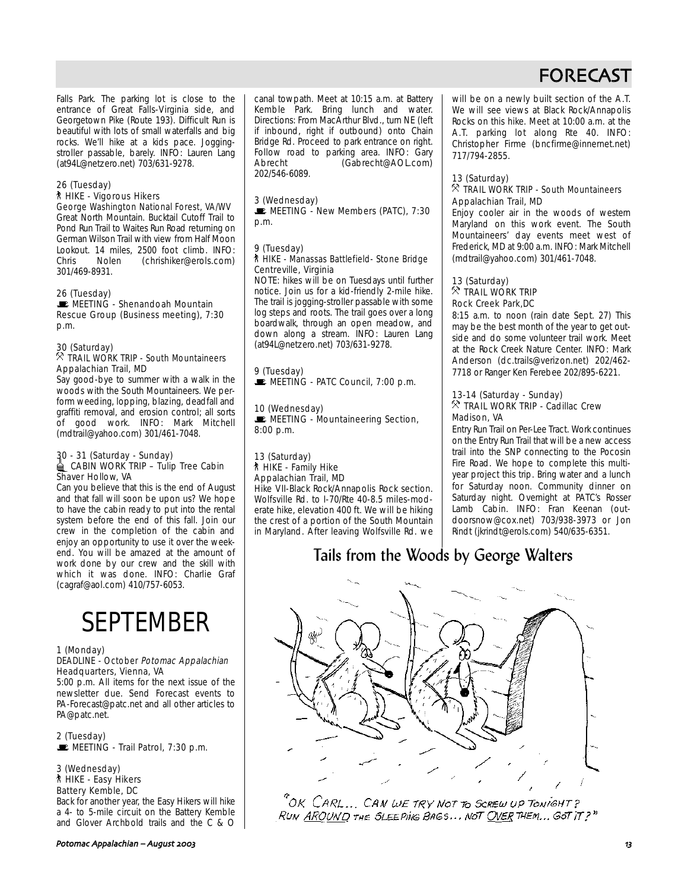# FORECAST

Falls Park. The parking lot is close to the entrance of Great Falls-Virginia side, and Georgetown Pike (Route 193). Difficult Run is beautiful with lots of small waterfalls and big rocks. We'll hike at a kids pace. Jogging-stroller passable, barely. INFO: Lauren Lang (at94L@netzero.net) 703/631-9278.

26 (Tuesday)
HIKE - Vigorous Hikers
George Washington National Forest, VA/WV
Great North Mountain. Bucktail Cutoff Trail to Pond Run Trail to Waites Run Road returning on German Wilson Trail with view from Half Moon Lookout. 14 miles, 2500 foot climb. INFO: Chris Nolen (chrishiker@erols.com) 301/469-8931.

26 (Tuesday)
MEETING - Shenandoah Mountain Rescue Group (Business meeting), 7:30 p.m.

30 (Saturday)
TRAIL WORK TRIP - South Mountaineers
Appalachian Trail, MD
Say good-bye to summer with a walk in the woods with the South Mountaineers. We perform weeding, lopping, blazing, deadfall and graffiti removal, and erosion control; all sorts of good work. INFO: Mark Mitchell (mdtrail@yahoo.com) 301/461-7048.

30 - 31 (Saturday - Sunday)
CABIN WORK TRIP – Tulip Tree Cabin
Shaver Hollow, VA
Can you believe that this is the end of August and that fall will soon be upon us? We hope to have the cabin ready to put into the rental system before the end of this fall. Join our crew in the completion of the cabin and enjoy an opportunity to use it over the weekend. You will be amazed at the amount of work done by our crew and the skill with which it was done. INFO: Charlie Graf (cagraf@aol.com) 410/757-6053.

# SEPTEMBER

1 (Monday)
DEADLINE - October *Potomac Appalachian*
Headquarters, Vienna, VA
5:00 p.m. All items for the next issue of the newsletter due. Send Forecast events to PA-Forecast@patc.net and all other articles to PA@patc.net.

2 (Tuesday)
MEETING - Trail Patrol, 7:30 p.m.

3 (Wednesday)
HIKE - Easy Hikers
Battery Kemble, DC
Back for another year, the Easy Hikers will hike a 4- to 5-mile circuit on the Battery Kemble and Glover Archbold trails and the C & O canal towpath. Meet at 10:15 a.m. at Battery Kemble Park. Bring lunch and water. Directions: From MacArthur Blvd., turn NE (left if inbound, right if outbound) onto Chain Bridge Rd. Proceed to park entrance on right. Follow road to parking area. INFO: Gary Abrecht (Gabrecht@AOL.com) 202/546-6089.

3 (Wednesday)
MEETING - New Members (PATC), 7:30 p.m.

9 (Tuesday)
HIKE - Manassas Battlefield- Stone Bridge
Centreville, Virginia
NOTE: hikes will be on Tuesdays until further notice. Join us for a kid-friendly 2-mile hike. The trail is jogging-stroller passable with some log steps and roots. The trail goes over a long boardwalk, through an open meadow, and down along a stream. INFO: Lauren Lang (at94L@netzero.net) 703/631-9278.

9 (Tuesday)
MEETING - PATC Council, 7:00 p.m.

10 (Wednesday)
MEETING - Mountaineering Section, 8:00 p.m.

13 (Saturday)
HIKE - Family Hike
Appalachian Trail, MD
Hike VII-Black Rock/Annapolis Rock section. Wolfsville Rd. to I-70/Rte 40-8.5 miles-moderate hike, elevation 400 ft. We will be hiking the crest of a portion of the South Mountain in Maryland. After leaving Wolfsville Rd. we will be on a newly built section of the A.T. We will see views at Black Rock/Annapolis Rocks on this hike. Meet at 10:00 a.m. at the A.T. parking lot along Rte 40. INFO: Christopher Firme (bncfirme@innernet.net) 717/794-2855.

13 (Saturday)
TRAIL WORK TRIP - South Mountaineers
Appalachian Trail, MD
Enjoy cooler air in the woods of western Maryland on this work event. The South Mountaineers' day events meet west of Frederick, MD at 9:00 a.m. INFO: Mark Mitchell (mdtrail@yahoo.com) 301/461-7048.

13 (Saturday)
TRAIL WORK TRIP
Rock Creek Park,DC
8:15 a.m. to noon (rain date Sept. 27) This may be the best month of the year to get outside and do some volunteer trail work. Meet at the Rock Creek Nature Center. INFO: Mark Anderson (dc.trails@verizon.net) 202/462-7718 or Ranger Ken Ferebee 202/895-6221.

13-14 (Saturday - Sunday)
TRAIL WORK TRIP - Cadillac Crew
Madison, VA
Entry Run Trail on Per-Lee Tract. Work continues on the Entry Run Trail that will be a new access trail into the SNP connecting to the Pocosin Fire Road. We hope to complete this multi-year project this trip. Bring water and a lunch for Saturday noon. Community dinner on Saturday night. Overnight at PATC's Rosser Lamb Cabin. INFO: Fran Keenan (outdoorsnow@cox.net) 703/938-3973 or Jon Rindt (jkrindt@erols.com) 540/635-6351.

## Tails from the Woods by George Walters

"OK CARL... CAN WE TRY NOT TO SCREW UP TONIGHT? RUN AROUND THE SLEEPING BAGS... NOT OVER THEM... GOT IT?"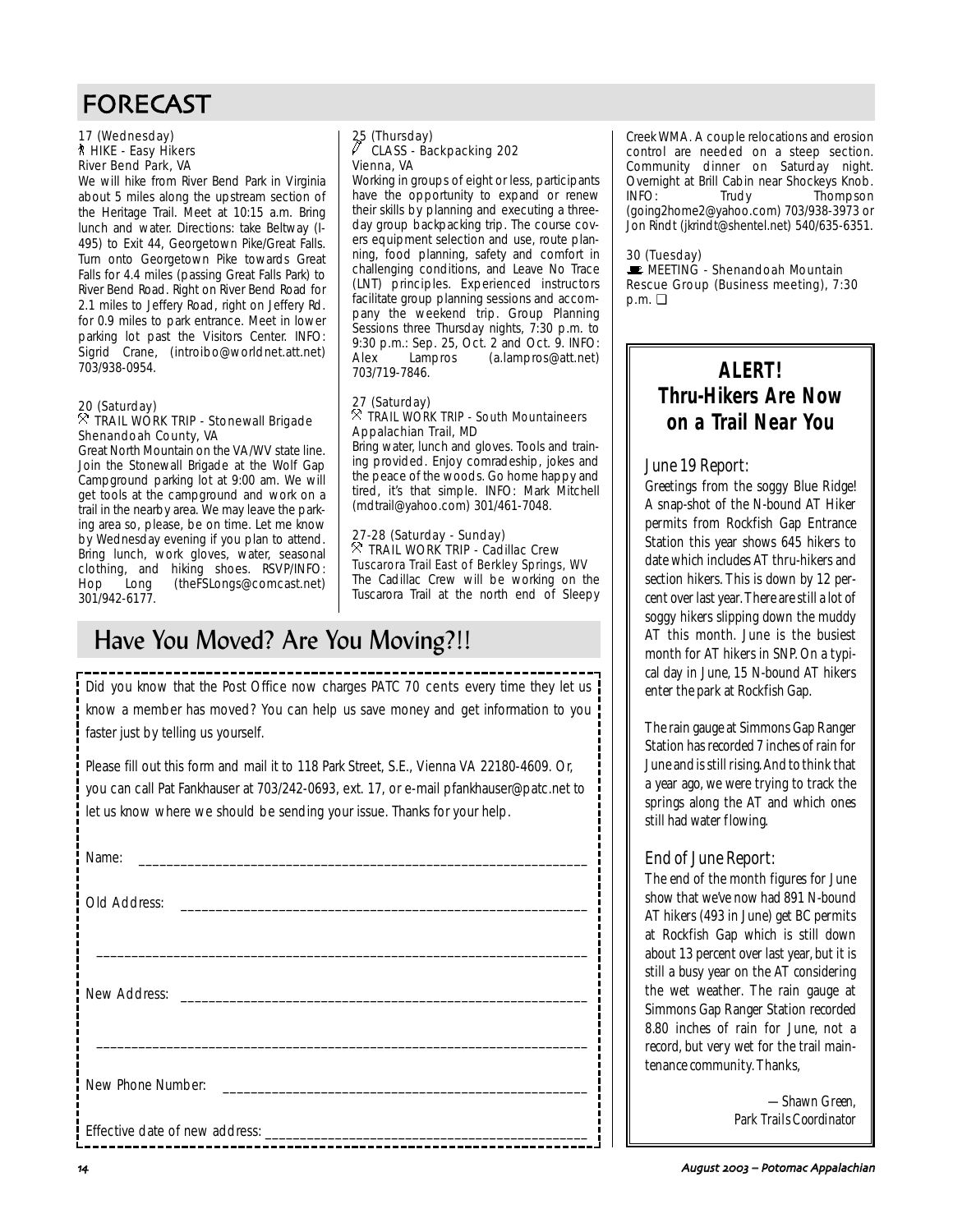# FORECAST

17 (Wednesday)
HIKE - Easy Hikers
River Bend Park, VA

We will hike from River Bend Park in Virginia about 5 miles along the upstream section of the Heritage Trail. Meet at 10:15 a.m. Bring lunch and water. Directions: take Beltway (I-495) to Exit 44, Georgetown Pike/Great Falls. Turn onto Georgetown Pike towards Great Falls for 4.4 miles (passing Great Falls Park) to River Bend Road. Right on River Bend Road for 2.1 miles to Jeffery Road, right on Jeffery Rd. for 0.9 miles to park entrance. Meet in lower parking lot past the Visitors Center. INFO: Sigrid Crane, (introibo@worldnet.att.net) 703/938-0954.

20 (Saturday)
TRAIL WORK TRIP - Stonewall Brigade
Shenandoah County, VA

Great North Mountain on the VA/WV state line. Join the Stonewall Brigade at the Wolf Gap Campground parking lot at 9:00 am. We will get tools at the campground and work on a trail in the nearby area. We may leave the parking area so, please, be on time. Let me know by Wednesday evening if you plan to attend. Bring lunch, work gloves, water, seasonal clothing, and hiking shoes. RSVP/INFO: Hop Long (theFSLongs@comcast.net) 301/942-6177.

25 (Thursday)
CLASS - Backpacking 202
Vienna, VA

Working in groups of eight or less, participants have the opportunity to expand or renew their skills by planning and executing a three-day group backpacking trip. The course covers equipment selection and use, route planning, food planning, safety and comfort in challenging conditions, and Leave No Trace (LNT) principles. Experienced instructors facilitate group planning sessions and accompany the weekend trip. Group Planning Sessions three Thursday nights, 7:30 p.m. to 9:30 p.m.: Sep. 25, Oct. 2 and Oct. 9. INFO: Alex Lampros (a.lampros@att.net) 703/719-7846.

27 (Saturday)
TRAIL WORK TRIP - South Mountaineers
Appalachian Trail, MD

Bring water, lunch and gloves. Tools and training provided. Enjoy comradeship, jokes and the peace of the woods. Go home happy and tired, it's that simple. INFO: Mark Mitchell (mdtrail@yahoo.com) 301/461-7048.

27-28 (Saturday - Sunday)
TRAIL WORK TRIP - Cadillac Crew
Tuscarora Trail East of Berkley Springs, WV

The Cadillac Crew will be working on the Tuscarora Trail at the north end of Sleepy Creek WMA. A couple relocations and erosion control are needed on a steep section. Community dinner on Saturday night. Overnight at Brill Cabin near Shockeys Knob. INFO: Trudy Thompson (going2home2@yahoo.com) 703/938-3973 or Jon Rindt (jkrindt@shentel.net) 540/635-6351.

30 (Tuesday)
MEETING - Shenandoah Mountain Rescue Group (Business meeting), 7:30 p.m. ❑

## Have You Moved? Are You Moving?!!

Did you know that the Post Office now charges PATC 70 cents every time they let us know a member has moved? You can help us save money and get information to you faster just by telling us yourself.

Please fill out this form and mail it to 118 Park Street, S.E., Vienna VA 22180-4609. Or, you can call Pat Fankhauser at 703/242-0693, ext. 17, or e-mail pfankhauser@patc.net to let us know where we should be sending your issue. Thanks for your help.

Name: ____________________________________________

Old Address: ____________________________________________

____________________________________________

New Address: ____________________________________________

____________________________________________

New Phone Number: ____________________________________________

Effective date of new address: ____________________________________________

## ALERT! Thru-Hikers Are Now on a Trail Near You

### June 19 Report:

Greetings from the soggy Blue Ridge! A snap-shot of the N-bound AT Hiker permits from Rockfish Gap Entrance Station this year shows 645 hikers to date which includes AT thru-hikers and section hikers. This is down by 12 percent over last year. There are still a lot of soggy hikers slipping down the muddy AT this month. June is the busiest month for AT hikers in SNP. On a typical day in June, 15 N-bound AT hikers enter the park at Rockfish Gap.

The rain gauge at Simmons Gap Ranger Station has recorded 7 inches of rain for June and is still rising. And to think that a year ago, we were trying to track the springs along the AT and which ones still had water flowing.

### End of June Report:

The end of the month figures for June show that we've now had 891 N-bound AT hikers (493 in June) get BC permits at Rockfish Gap which is still down about 13 percent over last year, but it is still a busy year on the AT considering the wet weather. The rain gauge at Simmons Gap Ranger Station recorded 8.80 inches of rain for June, not a record, but very wet for the trail maintenance community. Thanks,

—Shawn Green,
Park Trails Coordinator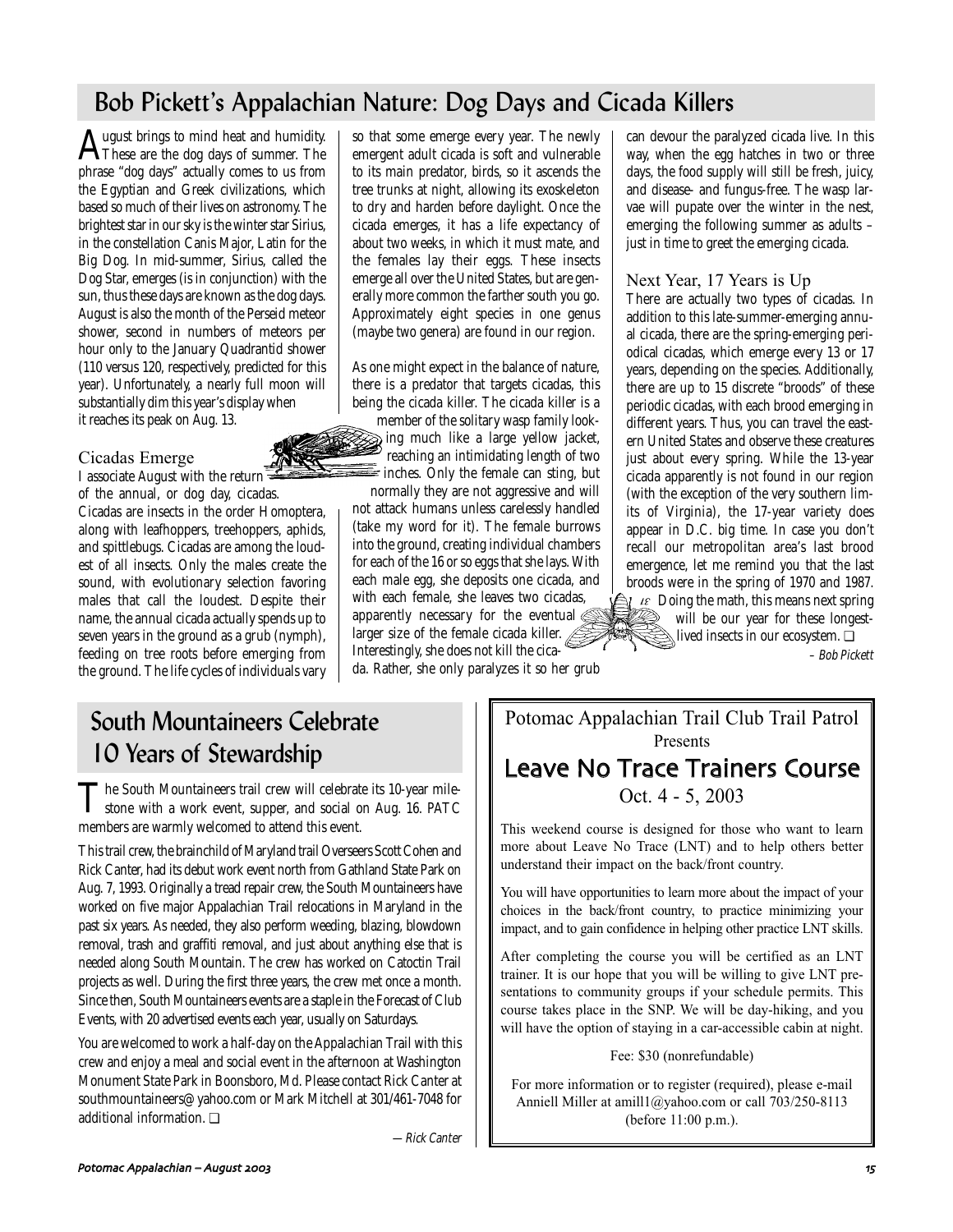## Bob Pickett's Appalachian Nature: Dog Days and Cicada Killers

August brings to mind heat and humidity. These are the dog days of summer. The phrase "dog days" actually comes to us from the Egyptian and Greek civilizations, which based so much of their lives on astronomy. The brightest star in our sky is the winter star Sirius, in the constellation Canis Major, Latin for the Big Dog. In mid-summer, Sirius, called the Dog Star, emerges (is in conjunction) with the sun, thus these days are known as the dog days. August is also the month of the Perseid meteor shower, second in numbers of meteors per hour only to the January Quadrantid shower (110 versus 120, respectively, predicted for this year). Unfortunately, a nearly full moon will substantially dim this year's display when it reaches its peak on Aug. 13.

### Cicadas Emerge

I associate August with the return of the annual, or dog day, cicadas. Cicadas are insects in the order Homoptera, along with leafhoppers, treehoppers, aphids, and spittlebugs. Cicadas are among the loudest of all insects. Only the males create the sound, with evolutionary selection favoring males that call the loudest. Despite their name, the annual cicada actually spends up to seven years in the ground as a grub (nymph), feeding on tree roots before emerging from the ground. The life cycles of individuals vary so that some emerge every year. The newly emergent adult cicada is soft and vulnerable to its main predator, birds, so it ascends the tree trunks at night, allowing its exoskeleton to dry and harden before daylight. Once the cicada emerges, it has a life expectancy of about two weeks, in which it must mate, and the females lay their eggs. These insects emerge all over the United States, but are generally more common the farther south you go. Approximately eight species in one genus (maybe two genera) are found in our region.

As one might expect in the balance of nature, there is a predator that targets cicadas, this being the cicada killer. The cicada killer is a member of the solitary wasp family looking much like a large yellow jacket, reaching an intimidating length of two inches. Only the female can sting, but normally they are not aggressive and will not attack humans unless carelessly handled (take my word for it). The female burrows into the ground, creating individual chambers for each of the 16 or so eggs that she lays. With each male egg, she deposits one cicada, and with each female, she leaves two cicadas, apparently necessary for the eventual larger size of the female cicada killer. Interestingly, she does not kill the cicada. Rather, she only paralyzes it so her grub can devour the paralyzed cicada live. In this way, when the egg hatches in two or three days, the food supply will still be fresh, juicy, and disease- and fungus-free. The wasp larvae will pupate over the winter in the nest, emerging the following summer as adults – just in time to greet the emerging cicada.

### Next Year, 17 Years is Up

There are actually two types of cicadas. In addition to this late-summer-emerging annual cicada, there are the spring-emerging periodical cicadas, which emerge every 13 or 17 years, depending on the species. Additionally, there are up to 15 discrete "broods" of these periodic cicadas, with each brood emerging in different years. Thus, you can travel the eastern United States and observe these creatures just about every spring. While the 13-year cicada apparently is not found in our region (with the exception of the very southern limits of Virginia), the 17-year variety does appear in D.C. big time. In case you don't recall our metropolitan area's last brood emergence, let me remind you that the last broods were in the spring of 1970 and 1987. Doing the math, this means next spring will be our year for these longest-lived insects in our ecosystem. ❑

*– Bob Pickett*

## South Mountaineers Celebrate 10 Years of Stewardship

The South Mountaineers trail crew will celebrate its 10-year milestone with a work event, supper, and social on Aug. 16. PATC members are warmly welcomed to attend this event.

This trail crew, the brainchild of Maryland trail Overseers Scott Cohen and Rick Canter, had its debut work event north from Gathland State Park on Aug. 7, 1993. Originally a tread repair crew, the South Mountaineers have worked on five major Appalachian Trail relocations in Maryland in the past six years. As needed, they also perform weeding, blazing, blowdown removal, trash and graffiti removal, and just about anything else that is needed along South Mountain. The crew has worked on Catoctin Trail projects as well. During the first three years, the crew met once a month. Since then, South Mountaineers events are a staple in the Forecast of Club Events, with 20 advertised events each year, usually on Saturdays.

You are welcomed to work a half-day on the Appalachian Trail with this crew and enjoy a meal and social event in the afternoon at Washington Monument State Park in Boonsboro, Md. Please contact Rick Canter at southmountaineers@yahoo.com or Mark Mitchell at 301/461-7048 for additional information. ❑

*— Rick Canter*

Potomac Appalachian Trail Club Trail Patrol Presents

## Leave No Trace Trainers Course

Oct. 4 - 5, 2003

This weekend course is designed for those who want to learn more about Leave No Trace (LNT) and to help others better understand their impact on the back/front country.

You will have opportunities to learn more about the impact of your choices in the back/front country, to practice minimizing your impact, and to gain confidence in helping other practice LNT skills.

After completing the course you will be certified as an LNT trainer. It is our hope that you will be willing to give LNT presentations to community groups if your schedule permits. This course takes place in the SNP. We will be day-hiking, and you will have the option of staying in a car-accessible cabin at night.

Fee: $30 (nonrefundable)

For more information or to register (required), please e-mail Anniell Miller at amill1@yahoo.com or call 703/250-8113 (before 11:00 p.m.).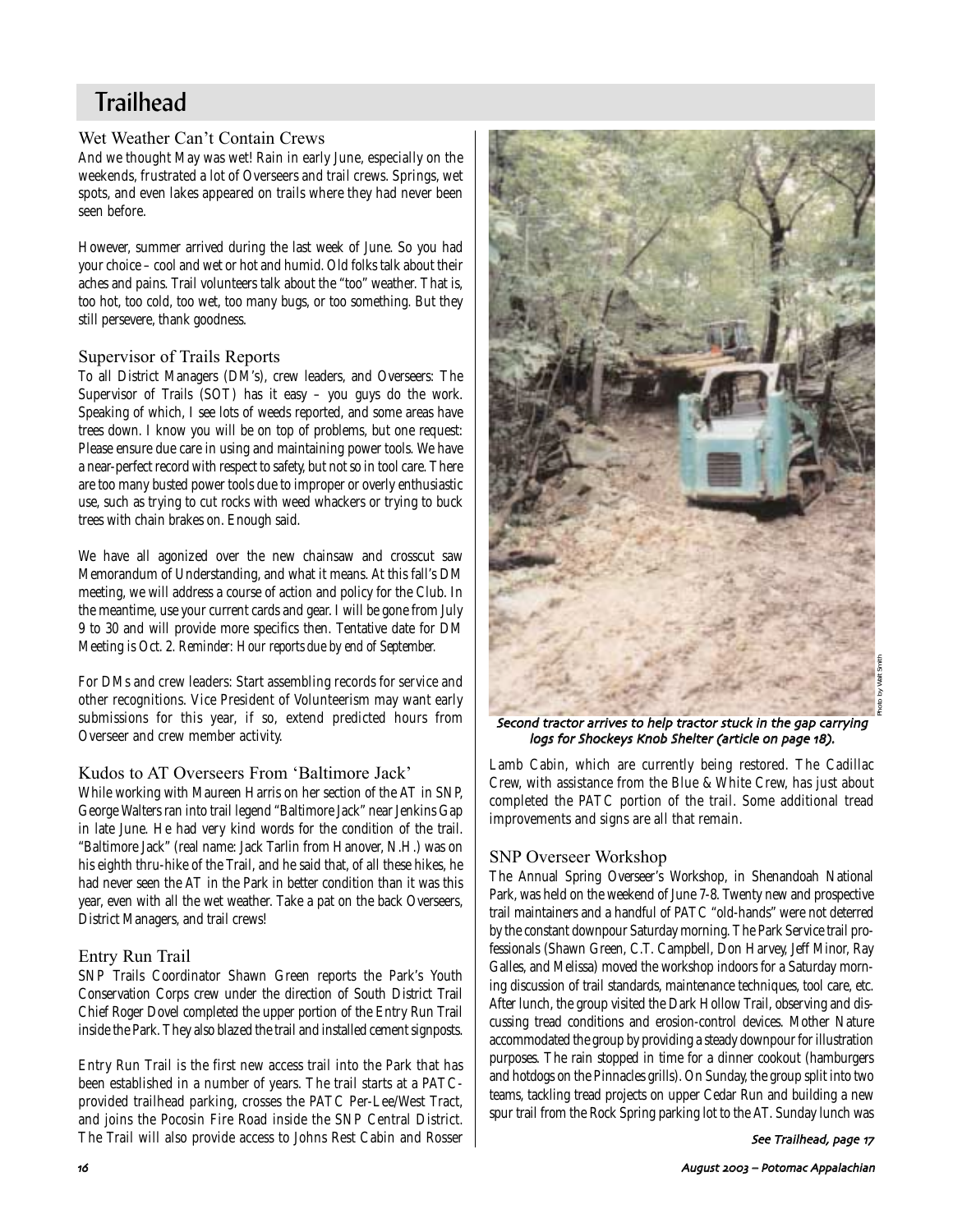# Trailhead

## Wet Weather Can't Contain Crews

And we thought May was wet! Rain in early June, especially on the weekends, frustrated a lot of Overseers and trail crews. Springs, wet spots, and even lakes appeared on trails where they had never been seen before.

However, summer arrived during the last week of June. So you had your choice – cool and wet or hot and humid. Old folks talk about their aches and pains. Trail volunteers talk about the "too" weather. That is, too hot, too cold, too wet, too many bugs, or too something. But they still persevere, thank goodness.

## Supervisor of Trails Reports

To all District Managers (DM's), crew leaders, and Overseers: The Supervisor of Trails (SOT) has it easy – you guys do the work. Speaking of which, I see lots of weeds reported, and some areas have trees down. I know you will be on top of problems, but one request: Please ensure due care in using and maintaining power tools. We have a near-perfect record with respect to safety, but not so in tool care. There are too many busted power tools due to improper or overly enthusiastic use, such as trying to cut rocks with weed whackers or trying to buck trees with chain brakes on. Enough said.

We have all agonized over the new chainsaw and crosscut saw Memorandum of Understanding, and what it means. At this fall's DM meeting, we will address a course of action and policy for the Club. In the meantime, use your current cards and gear. I will be gone from July 9 to 30 and will provide more specifics then. Tentative date for DM Meeting is Oct. 2. *Reminder: Hour reports due by end of September.*

For DMs and crew leaders: Start assembling records for service and other recognitions. Vice President of Volunteerism may want early submissions for this year, if so, extend predicted hours from Overseer and crew member activity.

## Kudos to AT Overseers From 'Baltimore Jack'

While working with Maureen Harris on her section of the AT in SNP, George Walters ran into trail legend "Baltimore Jack" near Jenkins Gap in late June. He had very kind words for the condition of the trail. "Baltimore Jack" (real name: Jack Tarlin from Hanover, N.H.) was on his eighth thru-hike of the Trail, and he said that, of all these hikes, he had never seen the AT in the Park in better condition than it was this year, even with all the wet weather. Take a pat on the back Overseers, District Managers, and trail crews!

## Entry Run Trail

SNP Trails Coordinator Shawn Green reports the Park's Youth Conservation Corps crew under the direction of South District Trail Chief Roger Dovel completed the upper portion of the Entry Run Trail inside the Park. They also blazed the trail and installed cement signposts.

Entry Run Trail is the first new access trail into the Park that has been established in a number of years. The trail starts at a PATC-provided trailhead parking, crosses the PATC Per-Lee/West Tract, and joins the Pocosin Fire Road inside the SNP Central District. The Trail will also provide access to Johns Rest Cabin and Rosser Lamb Cabin, which are currently being restored. The Cadillac Crew, with assistance from the Blue & White Crew, has just about completed the PATC portion of the trail. Some additional tread improvements and signs are all that remain.

Photo by Walt Smith

*Second tractor arrives to help tractor stuck in the gap carrying logs for Shockeys Knob Shelter (article on page 18).*

## SNP Overseer Workshop

The Annual Spring Overseer's Workshop, in Shenandoah National Park, was held on the weekend of June 7-8. Twenty new and prospective trail maintainers and a handful of PATC "old-hands" were not deterred by the constant downpour Saturday morning. The Park Service trail professionals (Shawn Green, C.T. Campbell, Don Harvey, Jeff Minor, Ray Galles, and Melissa) moved the workshop indoors for a Saturday morning discussion of trail standards, maintenance techniques, tool care, etc. After lunch, the group visited the Dark Hollow Trail, observing and discussing tread conditions and erosion-control devices. Mother Nature accommodated the group by providing a steady downpour for illustration purposes. The rain stopped in time for a dinner cookout (hamburgers and hotdogs on the Pinnacles grills). On Sunday, the group split into two teams, tackling tread projects on upper Cedar Run and building a new spur trail from the Rock Spring parking lot to the AT. Sunday lunch was

*See Trailhead, page 17*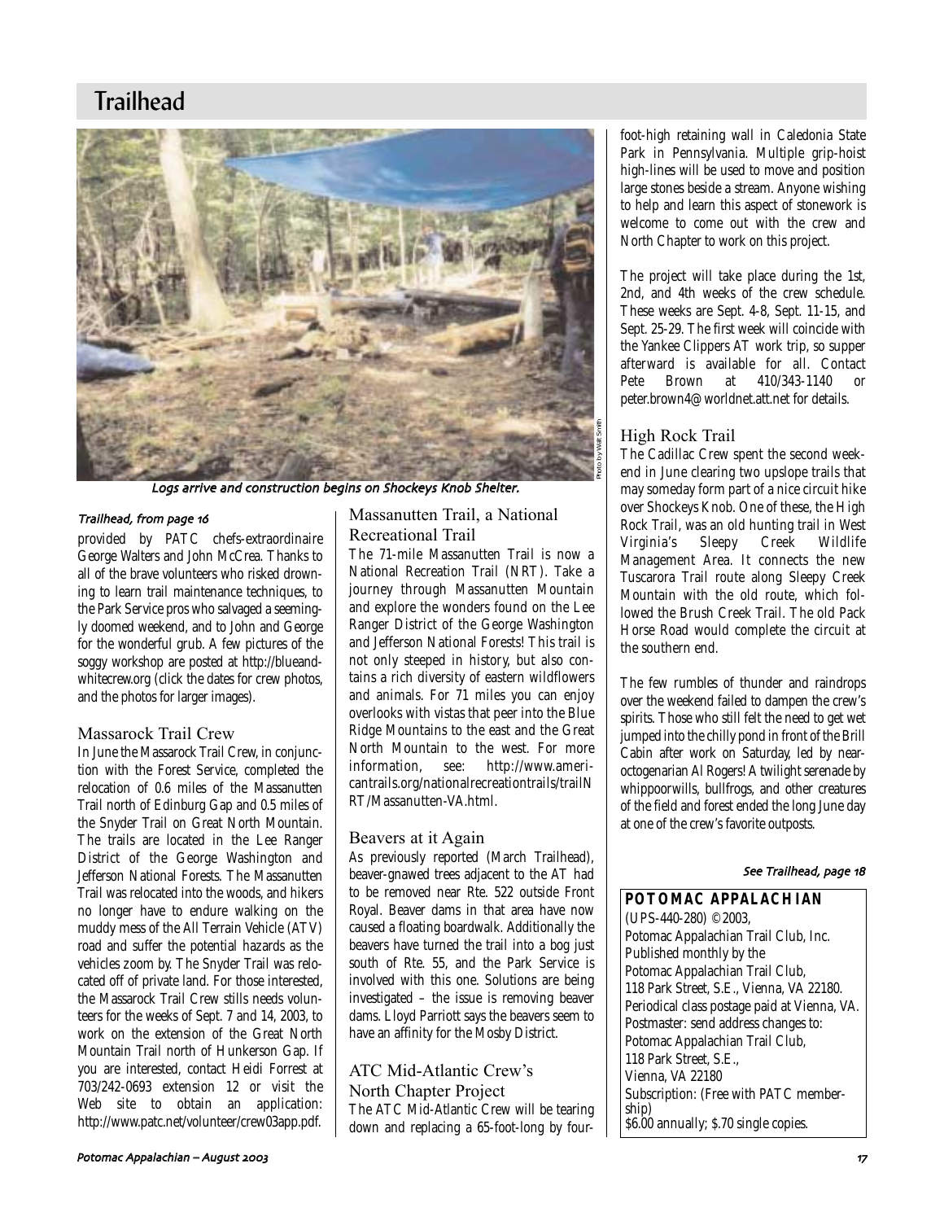# Trailhead

Logs arrive and construction begins on Shockeys Knob Shelter.

Photo by Walt Smith

*Trailhead, from page 16*

provided by PATC chefs-extraordinaire George Walters and John McCrea. Thanks to all of the brave volunteers who risked drowning to learn trail maintenance techniques, to the Park Service pros who salvaged a seemingly doomed weekend, and to John and George for the wonderful grub. A few pictures of the soggy workshop are posted at http://blueandwhitecrew.org (click the dates for crew photos, and the photos for larger images).

## Massarock Trail Crew

In June the Massarock Trail Crew, in conjunction with the Forest Service, completed the relocation of 0.6 miles of the Massanutten Trail north of Edinburg Gap and 0.5 miles of the Snyder Trail on Great North Mountain. The trails are located in the Lee Ranger District of the George Washington and Jefferson National Forests. The Massanutten Trail was relocated into the woods, and hikers no longer have to endure walking on the muddy mess of the All Terrain Vehicle (ATV) road and suffer the potential hazards as the vehicles zoom by. The Snyder Trail was relocated off of private land. For those interested, the Massarock Trail Crew stills needs volunteers for the weeks of Sept. 7 and 14, 2003, to work on the extension of the Great North Mountain Trail north of Hunkerson Gap. If you are interested, contact Heidi Forrest at 703/242-0693 extension 12 or visit the Web site to obtain an application: http://www.patc.net/volunteer/crew03app.pdf.

## Massanutten Trail, a National Recreational Trail

The 71-mile Massanutten Trail is now a National Recreation Trail (NRT). Take a journey through Massanutten Mountain and explore the wonders found on the Lee Ranger District of the George Washington and Jefferson National Forests! This trail is not only steeped in history, but also contains a rich diversity of eastern wildflowers and animals. For 71 miles you can enjoy overlooks with vistas that peer into the Blue Ridge Mountains to the east and the Great North Mountain to the west. For more information, see: http://www.americantrails.org/nationalrecreationtrails/trailNRT/Massanutten-VA.html.

## Beavers at it Again

As previously reported (March Trailhead), beaver-gnawed trees adjacent to the AT had to be removed near Rte. 522 outside Front Royal. Beaver dams in that area have now caused a floating boardwalk. Additionally the beavers have turned the trail into a bog just south of Rte. 55, and the Park Service is involved with this one. Solutions are being investigated – the issue is removing beaver dams. Lloyd Parriott says the beavers seem to have an affinity for the Mosby District.

## ATC Mid-Atlantic Crew's North Chapter Project

The ATC Mid-Atlantic Crew will be tearing down and replacing a 65-foot-long by four-foot-high retaining wall in Caledonia State Park in Pennsylvania. Multiple grip-hoist high-lines will be used to move and position large stones beside a stream. Anyone wishing to help and learn this aspect of stonework is welcome to come out with the crew and North Chapter to work on this project.

The project will take place during the 1st, 2nd, and 4th weeks of the crew schedule. These weeks are Sept. 4-8, Sept. 11-15, and Sept. 25-29. The first week will coincide with the Yankee Clippers AT work trip, so supper afterward is available for all. Contact Pete Brown at 410/343-1140 or peter.brown4@worldnet.att.net for details.

## High Rock Trail

The Cadillac Crew spent the second weekend in June clearing two upslope trails that may someday form part of a nice circuit hike over Shockeys Knob. One of these, the High Rock Trail, was an old hunting trail in West Virginia's Sleepy Creek Wildlife Management Area. It connects the new Tuscarora Trail route along Sleepy Creek Mountain with the old route, which followed the Brush Creek Trail. The old Pack Horse Road would complete the circuit at the southern end.

The few rumbles of thunder and raindrops over the weekend failed to dampen the crew's spirits. Those who still felt the need to get wet jumped into the chilly pond in front of the Brill Cabin after work on Saturday, led by near-octogenarian Al Rogers! A twilight serenade by whippoorwills, bullfrogs, and other creatures of the field and forest ended the long June day at one of the crew's favorite outposts.

*See Trailhead, page 18*

**POTOMAC APPALACHIAN**
(UPS-440-280) ©2003,
Potomac Appalachian Trail Club, Inc.
Published monthly by the
Potomac Appalachian Trail Club,
118 Park Street, S.E., Vienna, VA 22180.
Periodical class postage paid at Vienna, VA.
Postmaster: send address changes to:
Potomac Appalachian Trail Club,
118 Park Street, S.E.,
Vienna, VA 22180
Subscription: (Free with PATC membership)
$6.00 annually; $.70 single copies.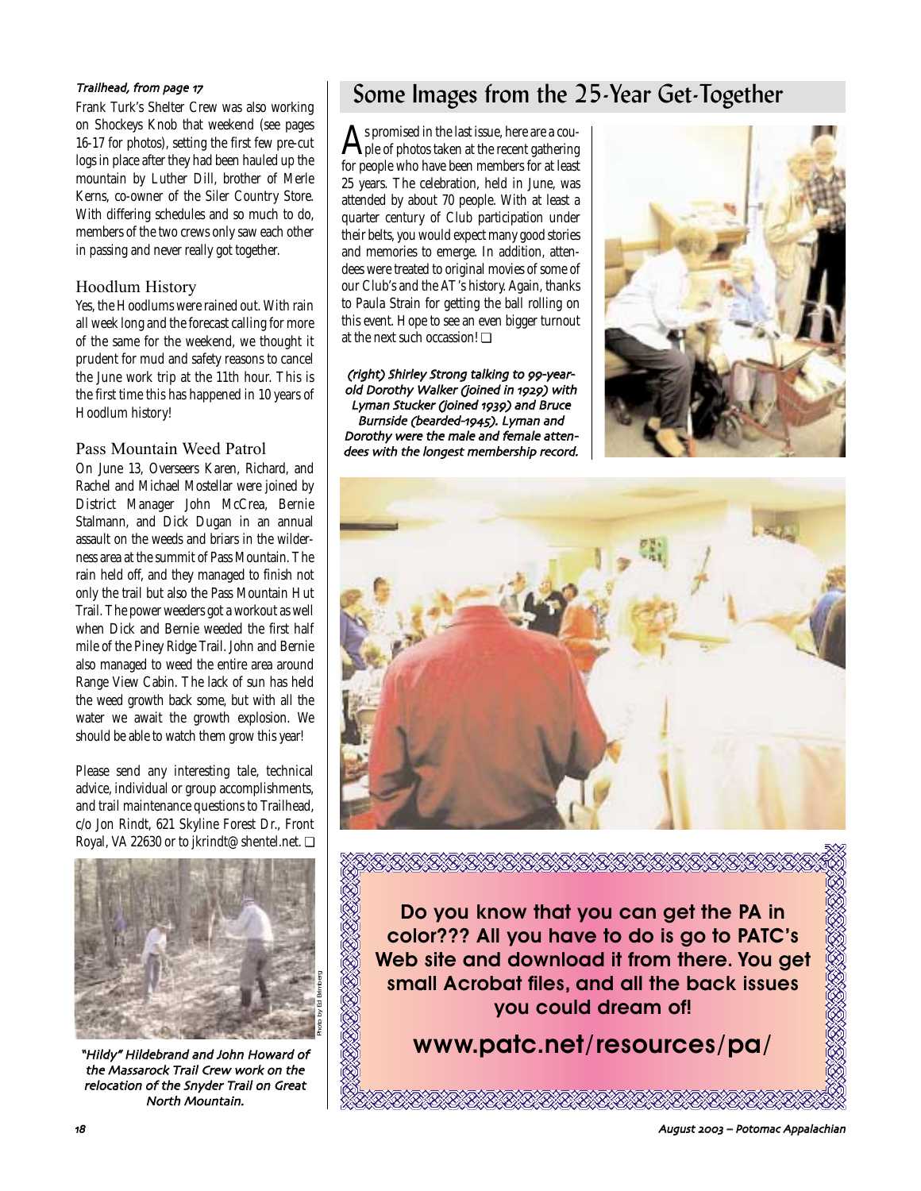*Trailhead, from page 17*

Frank Turk's Shelter Crew was also working on Shockeys Knob that weekend (see pages 16-17 for photos), setting the first few pre-cut logs in place after they had been hauled up the mountain by Luther Dill, brother of Merle Kerns, co-owner of the Siler Country Store. With differing schedules and so much to do, members of the two crews only saw each other in passing and never really got together.

### Hoodlum History

Yes, the Hoodlums were rained out. With rain all week long and the forecast calling for more of the same for the weekend, we thought it prudent for mud and safety reasons to cancel the June work trip at the 11th hour. This is the first time this has happened in 10 years of Hoodlum history!

### Pass Mountain Weed Patrol

On June 13, Overseers Karen, Richard, and Rachel and Michael Mostellar were joined by District Manager John McCrea, Bernie Stalmann, and Dick Dugan in an annual assault on the weeds and briars in the wilderness area at the summit of Pass Mountain. The rain held off, and they managed to finish not only the trail but also the Pass Mountain Hut Trail. The power weeders got a workout as well when Dick and Bernie weeded the first half mile of the Piney Ridge Trail. John and Bernie also managed to weed the entire area around Range View Cabin. The lack of sun has held the weed growth back some, but with all the water we await the growth explosion. We should be able to watch them grow this year!

Please send any interesting tale, technical advice, individual or group accomplishments, and trail maintenance questions to Trailhead, c/o Jon Rindt, 621 Skyline Forest Dr., Front Royal, VA 22630 or to jkrindt@shentel.net. ❑

Photo by Ed Blimberg

*"Hildy" Hildebrand and John Howard of the Massarock Trail Crew work on the relocation of the Snyder Trail on Great North Mountain.*

## Some Images from the 25-Year Get-Together

As promised in the last issue, here are a couple of photos taken at the recent gathering for people who have been members for at least 25 years. The celebration, held in June, was attended by about 70 people. With at least a quarter century of Club participation under their belts, you would expect many good stories and memories to emerge. In addition, attendees were treated to original movies of some of our Club's and the AT's history. Again, thanks to Paula Strain for getting the ball rolling on this event. Hope to see an even bigger turnout at the next such occassion! ❑

*(right) Shirley Strong talking to 99-year-old Dorothy Walker (joined in 1929) with Lyman Stucker (joined 1939) and Bruce Burnside (bearded-1945). Lyman and Dorothy were the male and female attendees with the longest membership record.*

**Do you know that you can get the PA in color??? All you have to do is go to PATC's Web site and download it from there. You get small Acrobat files, and all the back issues you could dream of!**

**www.patc.net/resources/pa/**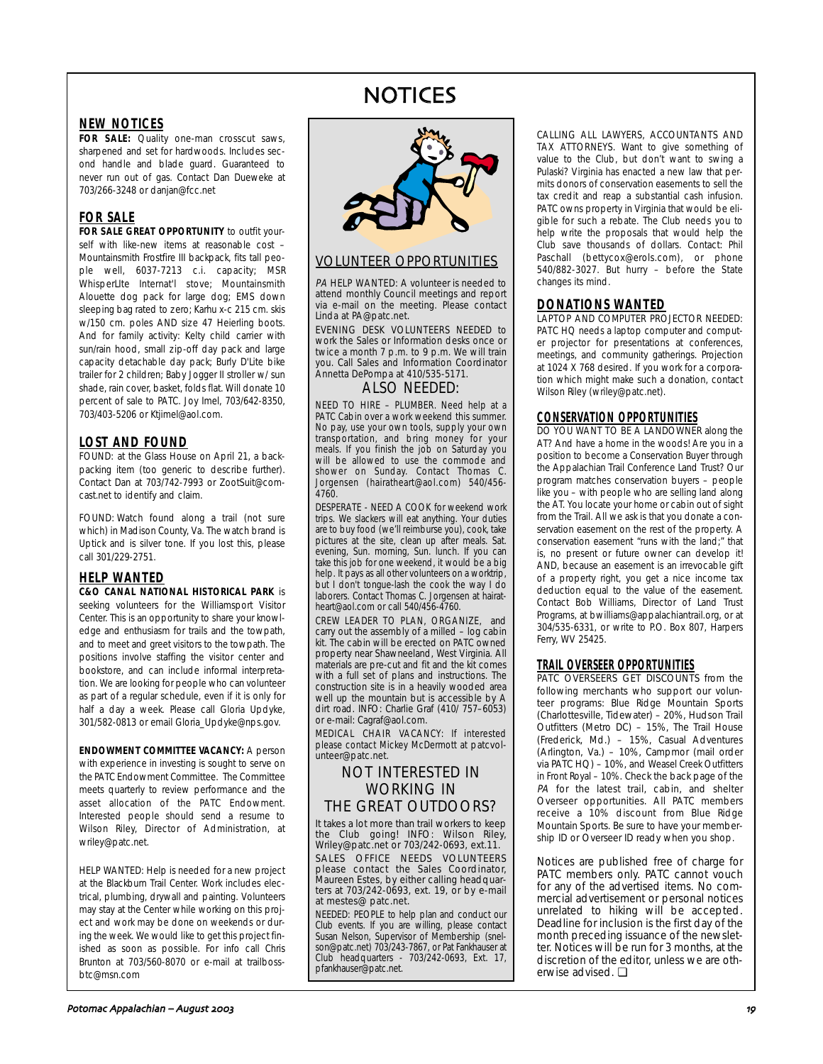# NOTICES

## NEW NOTICES

**FOR SALE:** Quality one-man crosscut saws, sharpened and set for hardwoods. Includes second handle and blade guard. Guaranteed to never run out of gas. Contact Dan Dueweke at 703/266-3248 or danjan@fcc.net

## FOR SALE

**FOR SALE GREAT OPPORTUNITY** to outfit yourself with like-new items at reasonable cost – Mountainsmith Frostfire III backpack, fits tall people well, 6037-7213 c.i. capacity; MSR WhisperLIte Internat'l stove; Mountainsmith Alouette dog pack for large dog; EMS down sleeping bag rated to zero; Karhu x-c 215 cm. skis w/150 cm. poles AND size 47 Heierling boots. And for family activity: Kelty child carrier with sun/rain hood, small zip-off day pack and large capacity detachable day pack; Burly D'Lite bike trailer for 2 children; Baby Jogger II stroller w/ sun shade, rain cover, basket, folds flat. Will donate 10 percent of sale to PATC. Joy Imel, 703/642-8350, 703/403-5206 or Ktjimel@aol.com.

## LOST AND FOUND

FOUND: at the Glass House on April 21, a backpacking item (too generic to describe further). Contact Dan at 703/742-7993 or ZootSuit@comcast.net to identify and claim.

FOUND: Watch found along a trail (not sure which) in Madison County, Va. The watch brand is Uptick and is silver tone. If you lost this, please call 301/229-2751.

## HELP WANTED

**C&O CANAL NATIONAL HISTORICAL PARK** is seeking volunteers for the Williamsport Visitor Center. This is an opportunity to share your knowledge and enthusiasm for trails and the towpath, and to meet and greet visitors to the towpath. The positions involve staffing the visitor center and bookstore, and can include informal interpretation. We are looking for people who can volunteer as part of a regular schedule, even if it is only for half a day a week. Please call Gloria Updyke, 301/582-0813 or email Gloria_Updyke@nps.gov.

**ENDOWMENT COMMITTEE VACANCY:** A person with experience in investing is sought to serve on the PATC Endowment Committee. The Committee meets quarterly to review performance and the asset allocation of the PATC Endowment. Interested people should send a resume to Wilson Riley, Director of Administration, at wriley@patc.net.

HELP WANTED: Help is needed for a new project at the Blackburn Trail Center. Work includes electrical, plumbing, drywall and painting. Volunteers may stay at the Center while working on this project and work may be done on weekends or during the week. We would like to get this project finished as soon as possible. For info call Chris Brunton at 703/560-8070 or e-mail at trailbossbtc@msn.com

## VOLUNTEER OPPORTUNITIES

*PA* HELP WANTED: A volunteer is needed to attend monthly Council meetings and report via e-mail on the meeting. Please contact Linda at PA@patc.net.

EVENING DESK VOLUNTEERS NEEDED to work the Sales or Information desks once or twice a month 7 p.m. to 9 p.m. We will train you. Call Sales and Information Coordinator Annetta DePompa at 410/535-5171.

### ALSO NEEDED:

NEED TO HIRE – PLUMBER. Need help at a PATC Cabin over a work weekend this summer. No pay, use your own tools, supply your own transportation, and bring money for your meals. If you finish the job on Saturday you will be allowed to use the commode and shower on Sunday. Contact Thomas C. Jorgensen (hairatheart@aol.com) 540/456-4760.

DESPERATE - NEED A COOK for weekend work trips. We slackers will eat anything. Your duties are to buy food (we'll reimburse you), cook, take pictures at the site, clean up after meals. Sat. evening, Sun. morning, Sun. lunch. If you can take this job for one weekend, it would be a big help. It pays as all other volunteers on a worktrip, but I don't tongue-lash the cook the way I do laborers. Contact Thomas C. Jorgensen at hairatheart@aol.com or call 540/456-4760.

CREW LEADER TO PLAN, ORGANIZE, and carry out the assembly of a milled – log cabin kit. The cabin will be erected on PATC owned property near Shawneeland, West Virginia. All materials are pre-cut and fit and the kit comes with a full set of plans and instructions. The construction site is in a heavily wooded area well up the mountain but is accessible by A dirt road. INFO: Charlie Graf (410/ 757–6053) or e-mail: Cagraf@aol.com.

MEDICAL CHAIR VACANCY: If interested please contact Mickey McDermott at patcvolunteer@patc.net.

### NOT INTERESTED IN WORKING IN THE GREAT OUTDOORS?

It takes a lot more than trail workers to keep the Club going! INFO: Wilson Riley, Wriley@patc.net or 703/242-0693, ext.11.

SALES OFFICE NEEDS VOLUNTEERS please contact the Sales Coordinator, Maureen Estes, by either calling headquarters at 703/242-0693, ext. 19, or by e-mail at mestes@ patc.net.

NEEDED: PEOPLE to help plan and conduct our Club events. If you are willing, please contact Susan Nelson, Supervisor of Membership (snelson@patc.net) 703/243-7867, or Pat Fankhauser at Club headquarters - 703/242-0693, Ext. 17, pfankhauser@patc.net.

CALLING ALL LAWYERS, ACCOUNTANTS AND TAX ATTORNEYS. Want to give something of value to the Club, but don't want to swing a Pulaski? Virginia has enacted a new law that permits donors of conservation easements to sell the tax credit and reap a substantial cash infusion. PATC owns property in Virginia that would be eligible for such a rebate. The Club needs you to help write the proposals that would help the Club save thousands of dollars. Contact: Phil Paschall (bettycox@erols.com), or phone 540/882-3027. But hurry – before the State changes its mind.

## DONATIONS WANTED

LAPTOP AND COMPUTER PROJECTOR NEEDED: PATC HQ needs a laptop computer and computer projector for presentations at conferences, meetings, and community gatherings. Projection at 1024 X 768 desired. If you work for a corporation which might make such a donation, contact Wilson Riley (wriley@patc.net).

## CONSERVATION OPPORTUNITIES

DO YOU WANT TO BE A LANDOWNER along the AT? And have a home in the woods! Are you in a position to become a Conservation Buyer through the Appalachian Trail Conference Land Trust? Our program matches conservation buyers – people like you – with people who are selling land along the AT. You locate your home or cabin out of sight from the Trail. All we ask is that you donate a conservation easement on the rest of the property. A conservation easement "runs with the land;" that is, no present or future owner can develop it! AND, because an easement is an irrevocable gift of a property right, you get a nice income tax deduction equal to the value of the easement. Contact Bob Williams, Director of Land Trust Programs, at bwilliams@appalachiantrail.org, or at 304/535-6331, or write to P.O. Box 807, Harpers Ferry, WV 25425.

## TRAIL OVERSEER OPPORTUNITIES

PATC OVERSEERS GET DISCOUNTS from the following merchants who support our volunteer programs: Blue Ridge Mountain Sports (Charlottesville, Tidewater) – 20%, Hudson Trail Outfitters (Metro DC) – 15%, The Trail House (Frederick, Md.) – 15%, Casual Adventures (Arlington, Va.) – 10%, Campmor (mail order via PATC HQ) – 10%, and Weasel Creek Outfitters in Front Royal – 10%. Check the back page of the *PA* for the latest trail, cabin, and shelter Overseer opportunities. All PATC members receive a 10% discount from Blue Ridge Mountain Sports. Be sure to have your membership ID or Overseer ID ready when you shop.

Notices are published free of charge for PATC members only. PATC cannot vouch for any of the advertised items. No commercial advertisement or personal notices unrelated to hiking will be accepted. Deadline for inclusion is the first day of the month preceding issuance of the newsletter. Notices will be run for 3 months, at the discretion of the editor, unless we are otherwise advised. ❑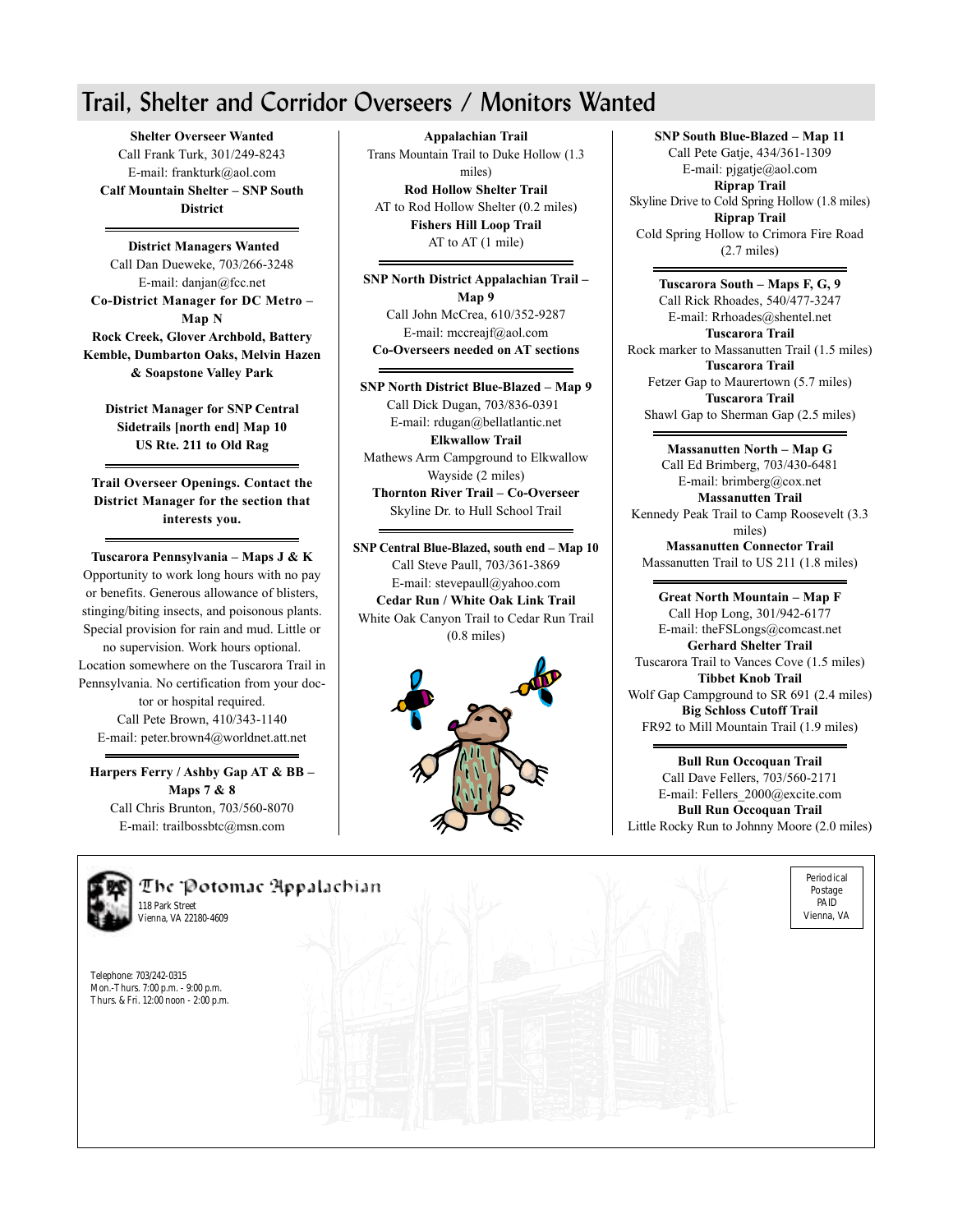# Trail, Shelter and Corridor Overseers / Monitors Wanted

**Shelter Overseer Wanted**
Call Frank Turk, 301/249-8243
E-mail: frankturk@aol.com
**Calf Mountain Shelter – SNP South District**

---

**District Managers Wanted**
Call Dan Dueweke, 703/266-3248
E-mail: danjan@fcc.net
**Co-District Manager for DC Metro – Map N**
**Rock Creek, Glover Archbold, Battery Kemble, Dumbarton Oaks, Melvin Hazen & Soapstone Valley Park**

**District Manager for SNP Central Sidetrails [north end] Map 10**
**US Rte. 211 to Old Rag**

---

**Trail Overseer Openings. Contact the District Manager for the section that interests you.**

---

**Tuscarora Pennsylvania – Maps J & K**
Opportunity to work long hours with no pay or benefits. Generous allowance of blisters, stinging/biting insects, and poisonous plants. Special provision for rain and mud. Little or no supervision. Work hours optional. Location somewhere on the Tuscarora Trail in Pennsylvania. No certification from your doctor or hospital required.
Call Pete Brown, 410/343-1140
E-mail: peter.brown4@worldnet.att.net

---

**Harpers Ferry / Ashby Gap AT & BB – Maps 7 & 8**
Call Chris Brunton, 703/560-8070
E-mail: trailbossbtc@msn.com
**Appalachian Trail**
Trans Mountain Trail to Duke Hollow (1.3 miles)
**Rod Hollow Shelter Trail**
AT to Rod Hollow Shelter (0.2 miles)
**Fishers Hill Loop Trail**
AT to AT (1 mile)

---

**SNP North District Appalachian Trail – Map 9**
Call John McCrea, 610/352-9287
E-mail: mccreajf@aol.com
**Co-Overseers needed on AT sections**

---

**SNP North District Blue-Blazed – Map 9**
Call Dick Dugan, 703/836-0391
E-mail: rdugan@bellatlantic.net
**Elkwallow Trail**
Mathews Arm Campground to Elkwallow Wayside (2 miles)
**Thornton River Trail – Co-Overseer**
Skyline Dr. to Hull School Trail

---

**SNP Central Blue-Blazed, south end – Map 10**
Call Steve Paull, 703/361-3869
E-mail: stevepaull@yahoo.com
**Cedar Run / White Oak Link Trail**
White Oak Canyon Trail to Cedar Run Trail (0.8 miles)

---

**SNP South Blue-Blazed – Map 11**
Call Pete Gatje, 434/361-1309
E-mail: pjgatje@aol.com
**Riprap Trail**
Skyline Drive to Cold Spring Hollow (1.8 miles)
**Riprap Trail**
Cold Spring Hollow to Crimora Fire Road (2.7 miles)

---

**Tuscarora South – Maps F, G, 9**
Call Rick Rhoades, 540/477-3247
E-mail: Rrhoades@shentel.net
**Tuscarora Trail**
Rock marker to Massanutten Trail (1.5 miles)
**Tuscarora Trail**
Fetzer Gap to Maurertown (5.7 miles)
**Tuscarora Trail**
Shawl Gap to Sherman Gap (2.5 miles)

---

**Massanutten North – Map G**
Call Ed Brimberg, 703/430-6481
E-mail: brimberg@cox.net
**Massanutten Trail**
Kennedy Peak Trail to Camp Roosevelt (3.3 miles)
**Massanutten Connector Trail**
Massanutten Trail to US 211 (1.8 miles)

---

**Great North Mountain – Map F**
Call Hop Long, 301/942-6177
E-mail: theFSLongs@comcast.net
**Gerhard Shelter Trail**
Tuscarora Trail to Vances Cove (1.5 miles)
**Tibbet Knob Trail**
Wolf Gap Campground to SR 691 (2.4 miles)
**Big Schloss Cutoff Trail**
FR92 to Mill Mountain Trail (1.9 miles)

---

**Bull Run Occoquan Trail**
Call Dave Fellers, 703/560-2171
E-mail: Fellers_2000@excite.com
**Bull Run Occoquan Trail**
Little Rocky Run to Johnny Moore (2.0 miles)

---

The Potomac Appalachian
118 Park Street
Vienna, VA 22180-4609

Telephone: 703/242-0315
Mon.-Thurs. 7:00 p.m. - 9:00 p.m.
Thurs. & Fri. 12:00 noon - 2:00 p.m.

Periodical Postage PAID Vienna, VA